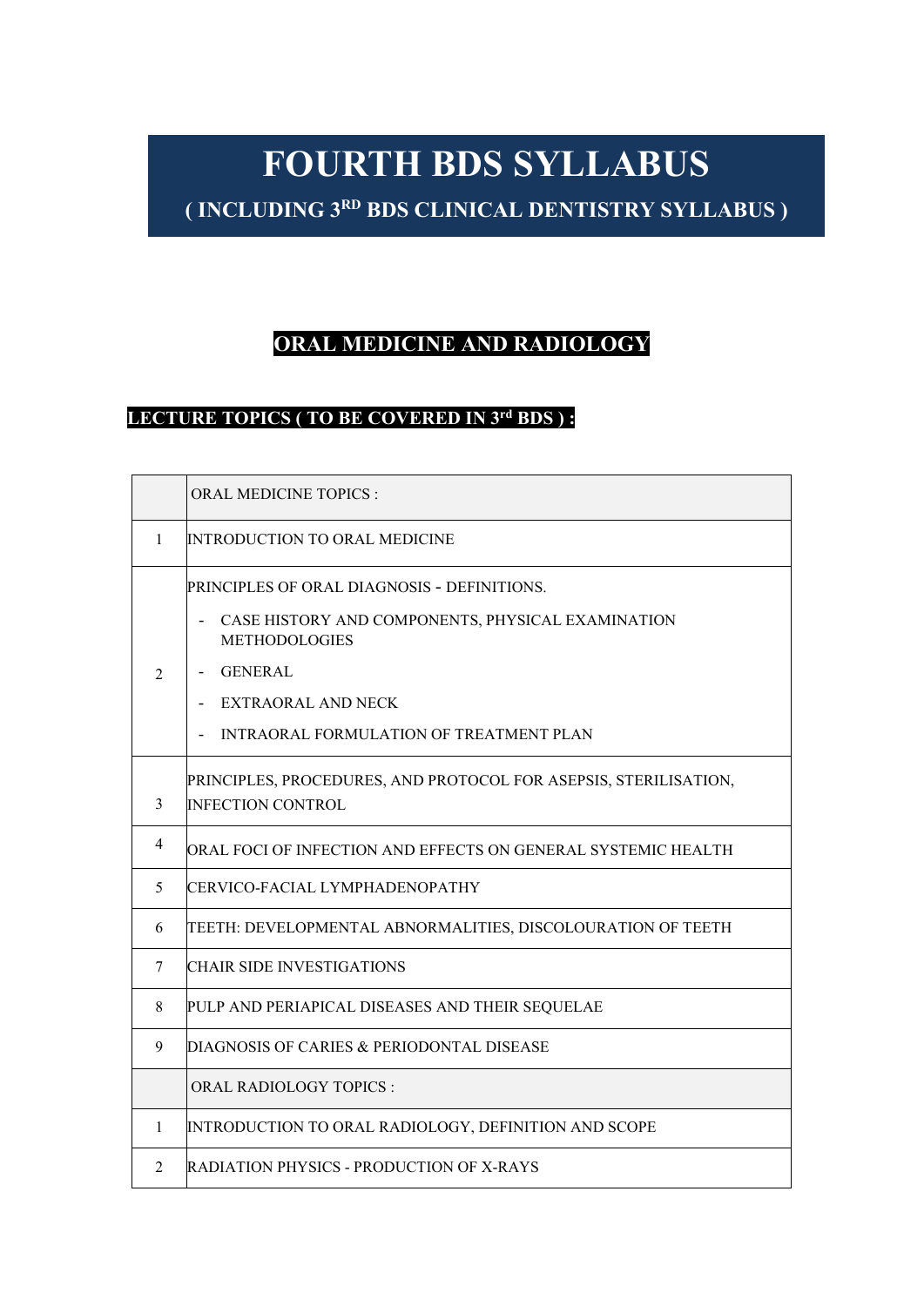# FOURTH BDS SYLLABUS

## ( INCLUDING 3RD BDS CLINICAL DENTISTRY SYLLABUS )

## ORAL MEDICINE AND RADIOLOGY

### LECTURE TOPICS ( TO BE COVERED IN 3rd BDS ) :

| | ORAL MEDICINE TOPICS : |
|---|---|
| 1 | INTRODUCTION TO ORAL MEDICINE |
| 2 | PRINCIPLES OF ORAL DIAGNOSIS - DEFINITIONS.<br>- CASE HISTORY AND COMPONENTS, PHYSICAL EXAMINATION METHODOLOGIES<br>- GENERAL<br>- EXTRAORAL AND NECK<br>- INTRAORAL FORMULATION OF TREATMENT PLAN |
| 3 | PRINCIPLES, PROCEDURES, AND PROTOCOL FOR ASEPSIS, STERILISATION, INFECTION CONTROL |
| 4 | ORAL FOCI OF INFECTION AND EFFECTS ON GENERAL SYSTEMIC HEALTH |
| 5 | CERVICO-FACIAL LYMPHADENOPATHY |
| 6 | TEETH: DEVELOPMENTAL ABNORMALITIES, DISCOLOURATION OF TEETH |
| 7 | CHAIR SIDE INVESTIGATIONS |
| 8 | PULP AND PERIAPICAL DISEASES AND THEIR SEQUELAE |
| 9 | DIAGNOSIS OF CARIES & PERIODONTAL DISEASE |
| | ORAL RADIOLOGY TOPICS : |
| 1 | INTRODUCTION TO ORAL RADIOLOGY, DEFINITION AND SCOPE |
| 2 | RADIATION PHYSICS - PRODUCTION OF X-RAYS |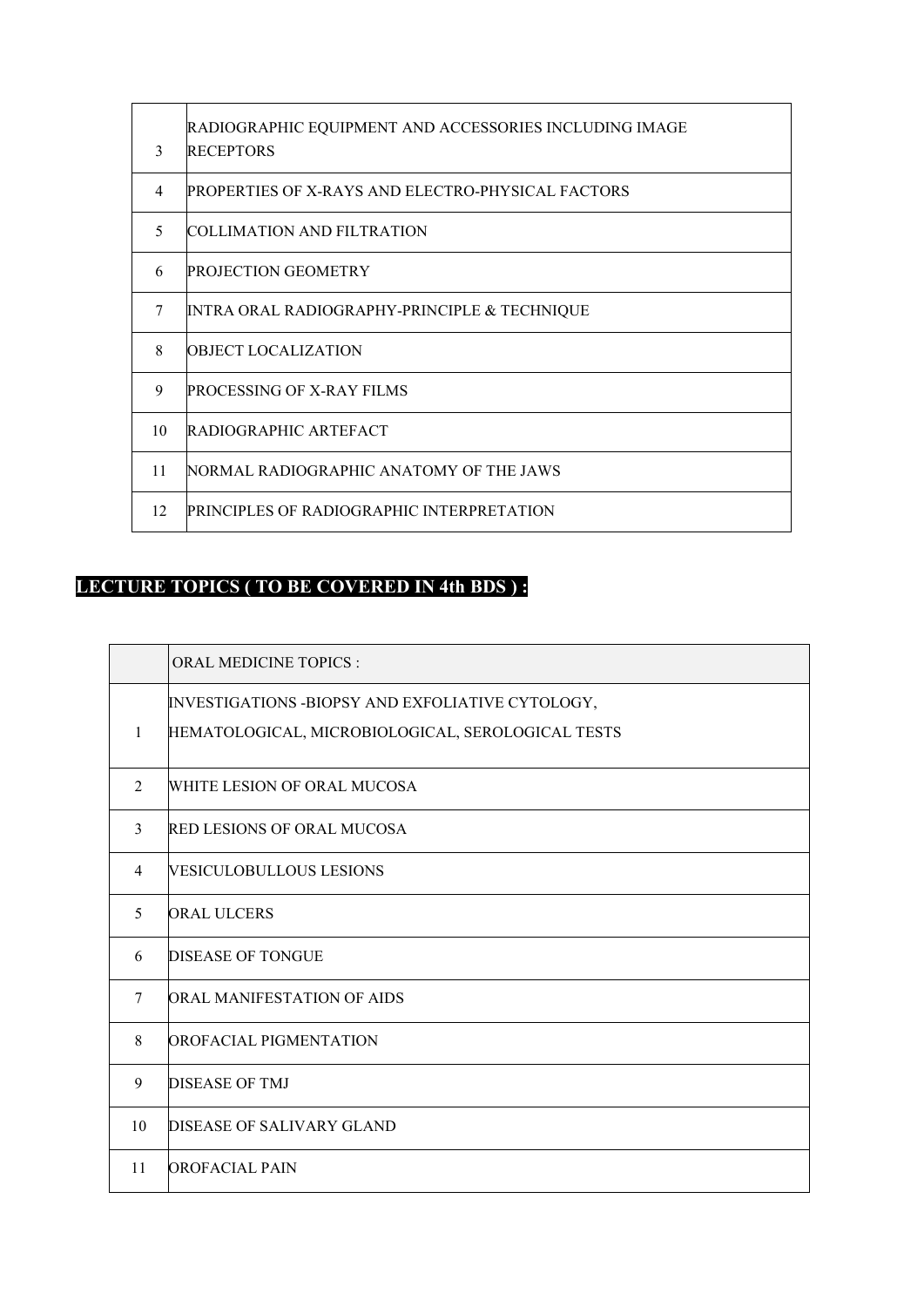| | |
|---|---|
| 3 | RADIOGRAPHIC EQUIPMENT AND ACCESSORIES INCLUDING IMAGE RECEPTORS |
| 4 | PROPERTIES OF X-RAYS AND ELECTRO-PHYSICAL FACTORS |
| 5 | COLLIMATION AND FILTRATION |
| 6 | PROJECTION GEOMETRY |
| 7 | INTRA ORAL RADIOGRAPHY-PRINCIPLE & TECHNIQUE |
| 8 | OBJECT LOCALIZATION |
| 9 | PROCESSING OF X-RAY FILMS |
| 10 | RADIOGRAPHIC ARTEFACT |
| 11 | NORMAL RADIOGRAPHIC ANATOMY OF THE JAWS |
| 12 | PRINCIPLES OF RADIOGRAPHIC INTERPRETATION |

## LECTURE TOPICS ( TO BE COVERED IN 4th BDS ) :

| | ORAL MEDICINE TOPICS : |
|---|---|
| 1 | INVESTIGATIONS -BIOPSY AND EXFOLIATIVE CYTOLOGY, HEMATOLOGICAL, MICROBIOLOGICAL, SEROLOGICAL TESTS |
| 2 | WHITE LESION OF ORAL MUCOSA |
| 3 | RED LESIONS OF ORAL MUCOSA |
| 4 | VESICULOBULLOUS LESIONS |
| 5 | ORAL ULCERS |
| 6 | DISEASE OF TONGUE |
| 7 | ORAL MANIFESTATION OF AIDS |
| 8 | OROFACIAL PIGMENTATION |
| 9 | DISEASE OF TMJ |
| 10 | DISEASE OF SALIVARY GLAND |
| 11 | OROFACIAL PAIN |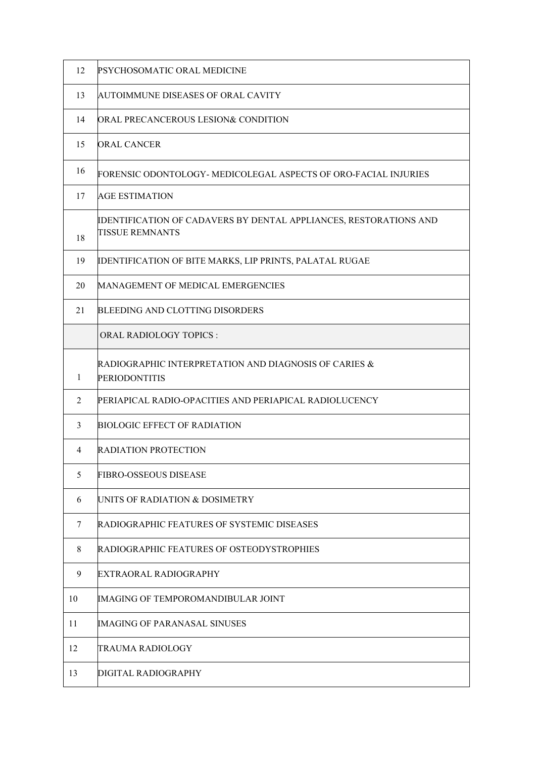| | |
|---|---|
| 12 | PSYCHOSOMATIC ORAL MEDICINE |
| 13 | AUTOIMMUNE DISEASES OF ORAL CAVITY |
| 14 | ORAL PRECANCEROUS LESION& CONDITION |
| 15 | ORAL CANCER |
| 16 | FORENSIC ODONTOLOGY- MEDICOLEGAL ASPECTS OF ORO-FACIAL INJURIES |
| 17 | AGE ESTIMATION |
| 18 | IDENTIFICATION OF CADAVERS BY DENTAL APPLIANCES, RESTORATIONS AND TISSUE REMNANTS |
| 19 | IDENTIFICATION OF BITE MARKS, LIP PRINTS, PALATAL RUGAE |
| 20 | MANAGEMENT OF MEDICAL EMERGENCIES |
| 21 | BLEEDING AND CLOTTING DISORDERS |
| | ORAL RADIOLOGY TOPICS : |
| 1 | RADIOGRAPHIC INTERPRETATION AND DIAGNOSIS OF CARIES & PERIODONTITIS |
| 2 | PERIAPICAL RADIO-OPACITIES AND PERIAPICAL RADIOLUCENCY |
| 3 | BIOLOGIC EFFECT OF RADIATION |
| 4 | RADIATION PROTECTION |
| 5 | FIBRO-OSSEOUS DISEASE |
| 6 | UNITS OF RADIATION & DOSIMETRY |
| 7 | RADIOGRAPHIC FEATURES OF SYSTEMIC DISEASES |
| 8 | RADIOGRAPHIC FEATURES OF OSTEODYSTROPHIES |
| 9 | EXTRAORAL RADIOGRAPHY |
| 10 | IMAGING OF TEMPOROMANDIBULAR JOINT |
| 11 | IMAGING OF PARANASAL SINUSES |
| 12 | TRAUMA RADIOLOGY |
| 13 | DIGITAL RADIOGRAPHY |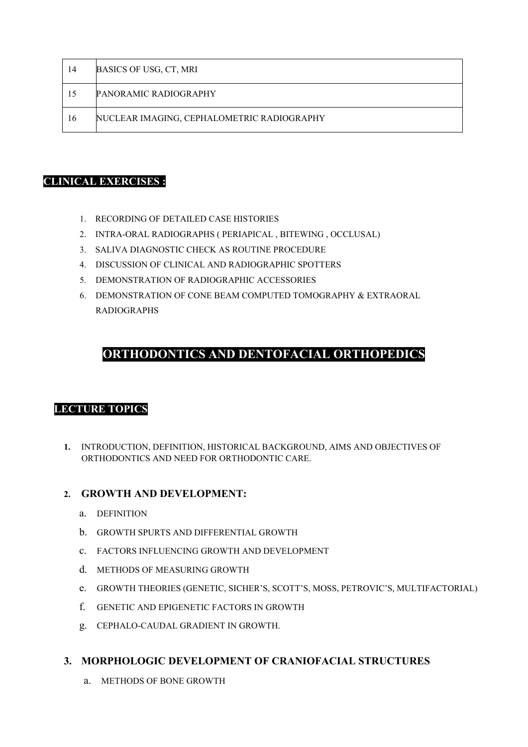| 14 | BASICS OF USG, CT, MRI |
|---|---|
| 15 | PANORAMIC RADIOGRAPHY |
| 16 | NUCLEAR IMAGING, CEPHALOMETRIC RADIOGRAPHY |

**CLINICAL EXERCISES :**

1. RECORDING OF DETAILED CASE HISTORIES
2. INTRA-ORAL RADIOGRAPHS ( PERIAPICAL , BITEWING , OCCLUSAL)
3. SALIVA DIAGNOSTIC CHECK AS ROUTINE PROCEDURE
4. DISCUSSION OF CLINICAL AND RADIOGRAPHIC SPOTTERS
5. DEMONSTRATION OF RADIOGRAPHIC ACCESSORIES
6. DEMONSTRATION OF CONE BEAM COMPUTED TOMOGRAPHY & EXTRAORAL RADIOGRAPHS

# ORTHODONTICS AND DENTOFACIAL ORTHOPEDICS

## LECTURE TOPICS

1. INTRODUCTION, DEFINITION, HISTORICAL BACKGROUND, AIMS AND OBJECTIVES OF ORTHODONTICS AND NEED FOR ORTHODONTIC CARE.

2. **GROWTH AND DEVELOPMENT:**
   a. DEFINITION
   b. GROWTH SPURTS AND DIFFERENTIAL GROWTH
   c. FACTORS INFLUENCING GROWTH AND DEVELOPMENT
   d. METHODS OF MEASURING GROWTH
   e. GROWTH THEORIES (GENETIC, SICHER'S, SCOTT'S, MOSS, PETROVIC'S, MULTIFACTORIAL)
   f. GENETIC AND EPIGENETIC FACTORS IN GROWTH
   g. CEPHALO-CAUDAL GRADIENT IN GROWTH.

3. **MORPHOLOGIC DEVELOPMENT OF CRANIOFACIAL STRUCTURES**
   a. METHODS OF BONE GROWTH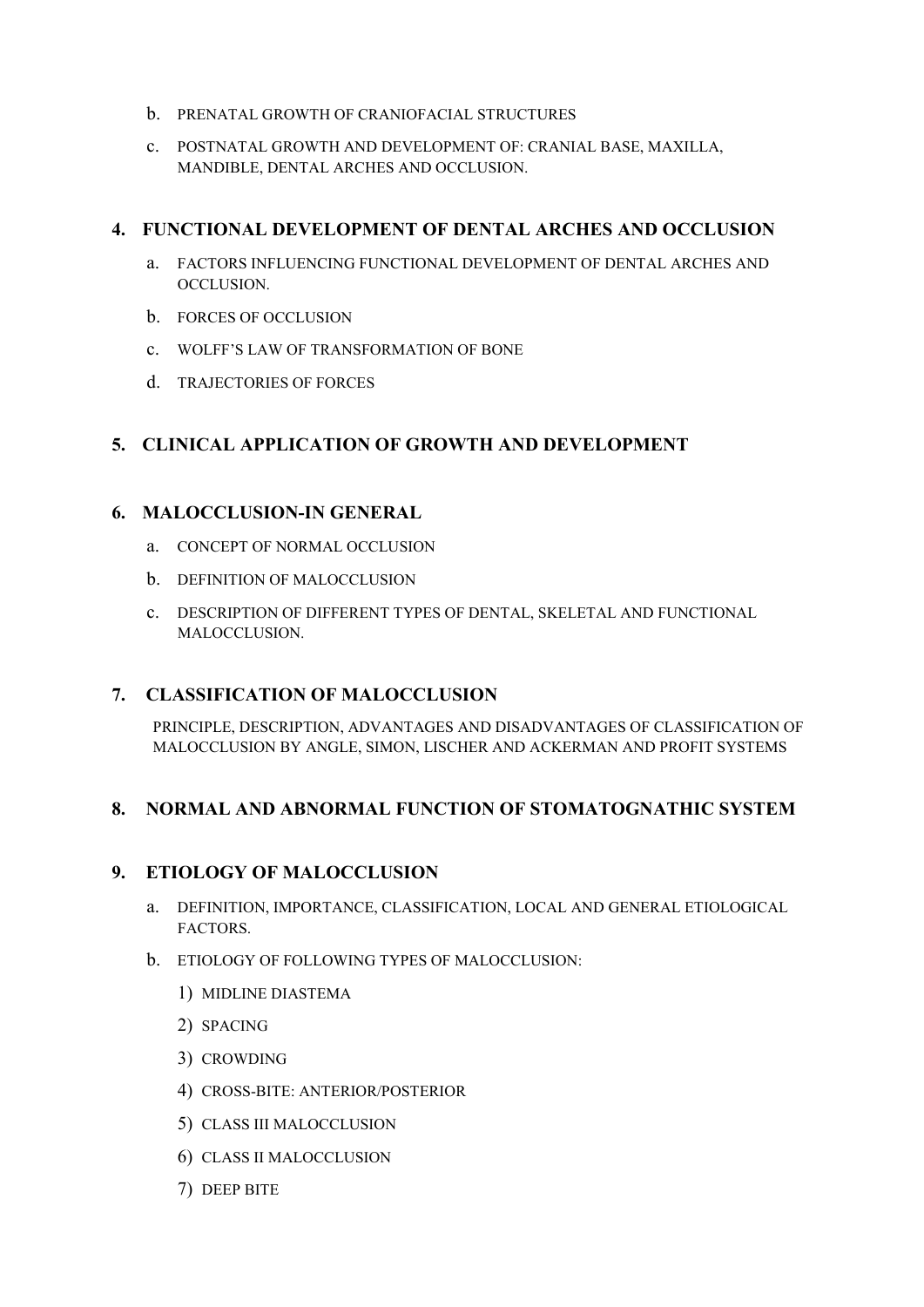b. PRENATAL GROWTH OF CRANIOFACIAL STRUCTURES

c. POSTNATAL GROWTH AND DEVELOPMENT OF: CRANIAL BASE, MAXILLA, MANDIBLE, DENTAL ARCHES AND OCCLUSION.

## 4. FUNCTIONAL DEVELOPMENT OF DENTAL ARCHES AND OCCLUSION

a. FACTORS INFLUENCING FUNCTIONAL DEVELOPMENT OF DENTAL ARCHES AND OCCLUSION.

b. FORCES OF OCCLUSION

c. WOLFF'S LAW OF TRANSFORMATION OF BONE

d. TRAJECTORIES OF FORCES

## 5. CLINICAL APPLICATION OF GROWTH AND DEVELOPMENT

## 6. MALOCCLUSION-IN GENERAL

a. CONCEPT OF NORMAL OCCLUSION

b. DEFINITION OF MALOCCLUSION

c. DESCRIPTION OF DIFFERENT TYPES OF DENTAL, SKELETAL AND FUNCTIONAL MALOCCLUSION.

## 7. CLASSIFICATION OF MALOCCLUSION

PRINCIPLE, DESCRIPTION, ADVANTAGES AND DISADVANTAGES OF CLASSIFICATION OF MALOCCLUSION BY ANGLE, SIMON, LISCHER AND ACKERMAN AND PROFIT SYSTEMS

## 8. NORMAL AND ABNORMAL FUNCTION OF STOMATOGNATHIC SYSTEM

## 9. ETIOLOGY OF MALOCCLUSION

a. DEFINITION, IMPORTANCE, CLASSIFICATION, LOCAL AND GENERAL ETIOLOGICAL FACTORS.

b. ETIOLOGY OF FOLLOWING TYPES OF MALOCCLUSION:

1) MIDLINE DIASTEMA

2) SPACING

3) CROWDING

4) CROSS-BITE: ANTERIOR/POSTERIOR

5) CLASS III MALOCCLUSION

6) CLASS II MALOCCLUSION

7) DEEP BITE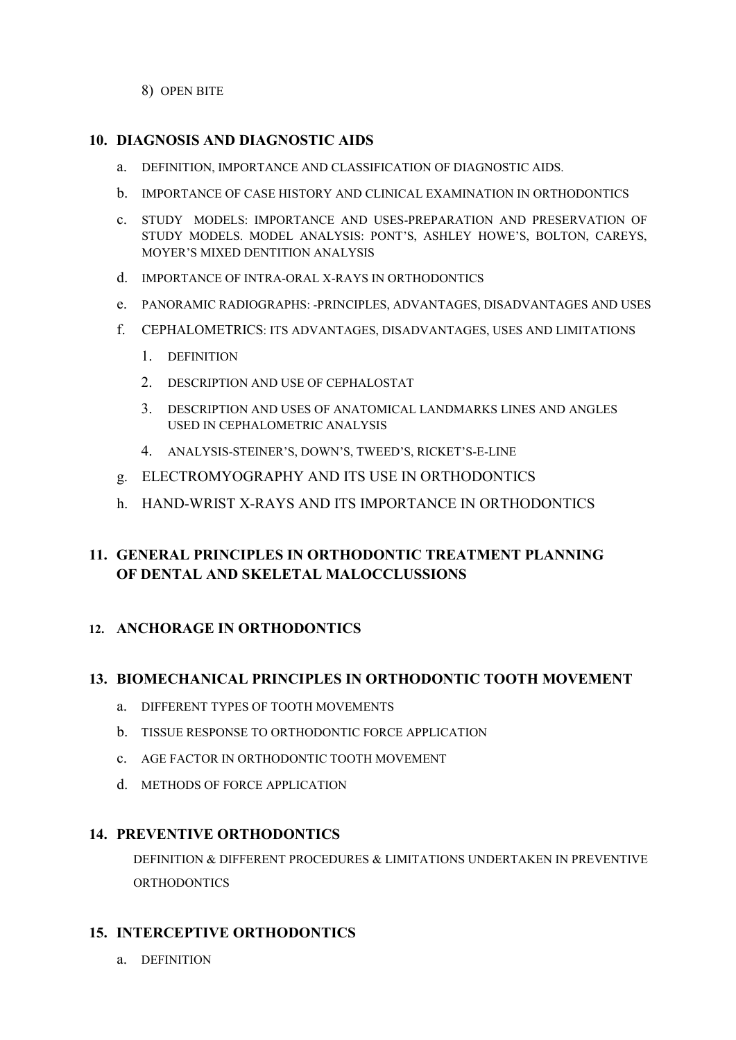8) OPEN BITE

## 10. DIAGNOSIS AND DIAGNOSTIC AIDS

a. DEFINITION, IMPORTANCE AND CLASSIFICATION OF DIAGNOSTIC AIDS.

b. IMPORTANCE OF CASE HISTORY AND CLINICAL EXAMINATION IN ORTHODONTICS

c. STUDY MODELS: IMPORTANCE AND USES-PREPARATION AND PRESERVATION OF STUDY MODELS. MODEL ANALYSIS: PONT'S, ASHLEY HOWE'S, BOLTON, CAREYS, MOYER'S MIXED DENTITION ANALYSIS

d. IMPORTANCE OF INTRA-ORAL X-RAYS IN ORTHODONTICS

e. PANORAMIC RADIOGRAPHS: -PRINCIPLES, ADVANTAGES, DISADVANTAGES AND USES

f. CEPHALOMETRICS: ITS ADVANTAGES, DISADVANTAGES, USES AND LIMITATIONS

1. DEFINITION
2. DESCRIPTION AND USE OF CEPHALOSTAT
3. DESCRIPTION AND USES OF ANATOMICAL LANDMARKS LINES AND ANGLES USED IN CEPHALOMETRIC ANALYSIS
4. ANALYSIS-STEINER'S, DOWN'S, TWEED'S, RICKET'S-E-LINE

g. ELECTROMYOGRAPHY AND ITS USE IN ORTHODONTICS

h. HAND-WRIST X-RAYS AND ITS IMPORTANCE IN ORTHODONTICS

## 11. GENERAL PRINCIPLES IN ORTHODONTIC TREATMENT PLANNING OF DENTAL AND SKELETAL MALOCCLUSSIONS

## 12. ANCHORAGE IN ORTHODONTICS

## 13. BIOMECHANICAL PRINCIPLES IN ORTHODONTIC TOOTH MOVEMENT

a. DIFFERENT TYPES OF TOOTH MOVEMENTS

b. TISSUE RESPONSE TO ORTHODONTIC FORCE APPLICATION

c. AGE FACTOR IN ORTHODONTIC TOOTH MOVEMENT

d. METHODS OF FORCE APPLICATION

## 14. PREVENTIVE ORTHODONTICS

DEFINITION & DIFFERENT PROCEDURES & LIMITATIONS UNDERTAKEN IN PREVENTIVE ORTHODONTICS

## 15. INTERCEPTIVE ORTHODONTICS

a. DEFINITION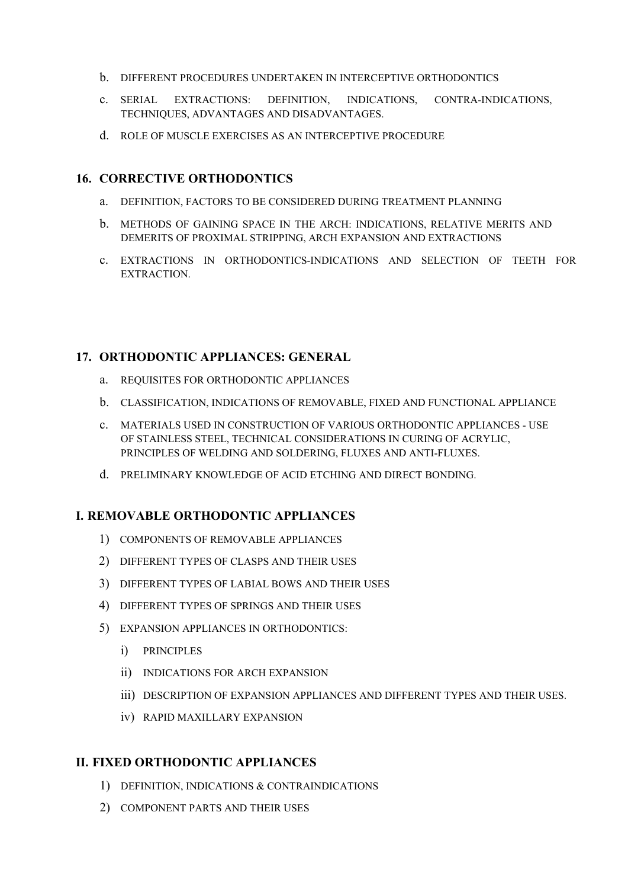b. DIFFERENT PROCEDURES UNDERTAKEN IN INTERCEPTIVE ORTHODONTICS

c. SERIAL EXTRACTIONS: DEFINITION, INDICATIONS, CONTRA-INDICATIONS, TECHNIQUES, ADVANTAGES AND DISADVANTAGES.

d. ROLE OF MUSCLE EXERCISES AS AN INTERCEPTIVE PROCEDURE

## 16. CORRECTIVE ORTHODONTICS

a. DEFINITION, FACTORS TO BE CONSIDERED DURING TREATMENT PLANNING

b. METHODS OF GAINING SPACE IN THE ARCH: INDICATIONS, RELATIVE MERITS AND DEMERITS OF PROXIMAL STRIPPING, ARCH EXPANSION AND EXTRACTIONS

c. EXTRACTIONS IN ORTHODONTICS-INDICATIONS AND SELECTION OF TEETH FOR EXTRACTION.

## 17. ORTHODONTIC APPLIANCES: GENERAL

a. REQUISITES FOR ORTHODONTIC APPLIANCES

b. CLASSIFICATION, INDICATIONS OF REMOVABLE, FIXED AND FUNCTIONAL APPLIANCE

c. MATERIALS USED IN CONSTRUCTION OF VARIOUS ORTHODONTIC APPLIANCES - USE OF STAINLESS STEEL, TECHNICAL CONSIDERATIONS IN CURING OF ACRYLIC, PRINCIPLES OF WELDING AND SOLDERING, FLUXES AND ANTI-FLUXES.

d. PRELIMINARY KNOWLEDGE OF ACID ETCHING AND DIRECT BONDING.

### I. REMOVABLE ORTHODONTIC APPLIANCES

1) COMPONENTS OF REMOVABLE APPLIANCES
2) DIFFERENT TYPES OF CLASPS AND THEIR USES
3) DIFFERENT TYPES OF LABIAL BOWS AND THEIR USES
4) DIFFERENT TYPES OF SPRINGS AND THEIR USES
5) EXPANSION APPLIANCES IN ORTHODONTICS:
    i) PRINCIPLES
    ii) INDICATIONS FOR ARCH EXPANSION
    iii) DESCRIPTION OF EXPANSION APPLIANCES AND DIFFERENT TYPES AND THEIR USES.
    iv) RAPID MAXILLARY EXPANSION

### II. FIXED ORTHODONTIC APPLIANCES

1) DEFINITION, INDICATIONS & CONTRAINDICATIONS
2) COMPONENT PARTS AND THEIR USES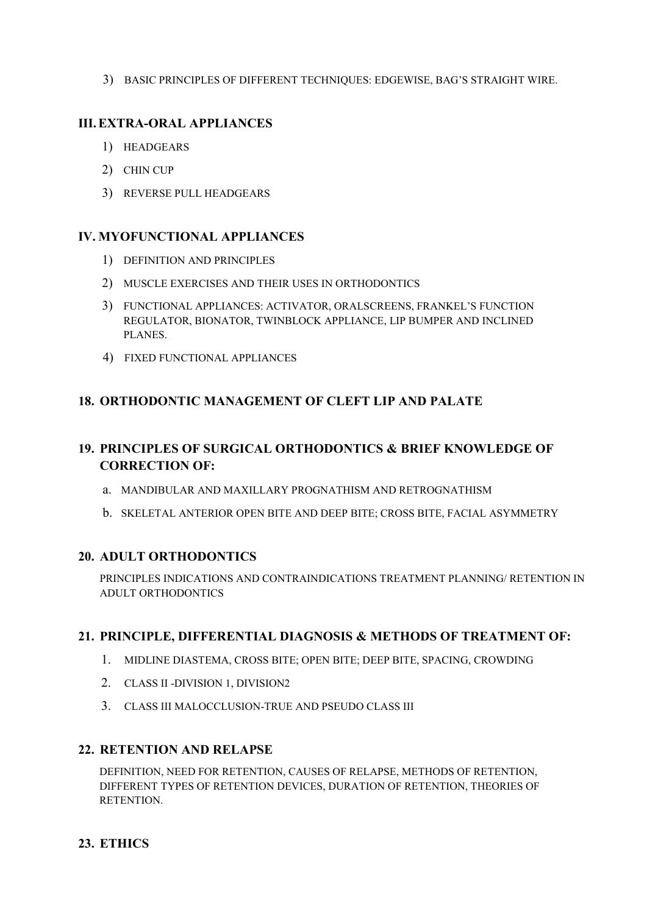3) BASIC PRINCIPLES OF DIFFERENT TECHNIQUES: EDGEWISE, BAG'S STRAIGHT WIRE.

### III. EXTRA-ORAL APPLIANCES

1) HEADGEARS
2) CHIN CUP
3) REVERSE PULL HEADGEARS

### IV. MYOFUNCTIONAL APPLIANCES

1) DEFINITION AND PRINCIPLES
2) MUSCLE EXERCISES AND THEIR USES IN ORTHODONTICS
3) FUNCTIONAL APPLIANCES: ACTIVATOR, ORALSCREENS, FRANKEL'S FUNCTION REGULATOR, BIONATOR, TWINBLOCK APPLIANCE, LIP BUMPER AND INCLINED PLANES.
4) FIXED FUNCTIONAL APPLIANCES

## 18. ORTHODONTIC MANAGEMENT OF CLEFT LIP AND PALATE

## 19. PRINCIPLES OF SURGICAL ORTHODONTICS & BRIEF KNOWLEDGE OF CORRECTION OF:

a. MANDIBULAR AND MAXILLARY PROGNATHISM AND RETROGNATHISM
b. SKELETAL ANTERIOR OPEN BITE AND DEEP BITE; CROSS BITE, FACIAL ASYMMETRY

## 20. ADULT ORTHODONTICS

PRINCIPLES INDICATIONS AND CONTRAINDICATIONS TREATMENT PLANNING/ RETENTION IN ADULT ORTHODONTICS

## 21. PRINCIPLE, DIFFERENTIAL DIAGNOSIS & METHODS OF TREATMENT OF:

1. MIDLINE DIASTEMA, CROSS BITE; OPEN BITE; DEEP BITE, SPACING, CROWDING
2. CLASS II -DIVISION 1, DIVISION2
3. CLASS III MALOCCLUSION-TRUE AND PSEUDO CLASS III

## 22. RETENTION AND RELAPSE

DEFINITION, NEED FOR RETENTION, CAUSES OF RELAPSE, METHODS OF RETENTION, DIFFERENT TYPES OF RETENTION DEVICES, DURATION OF RETENTION, THEORIES OF RETENTION.

## 23. ETHICS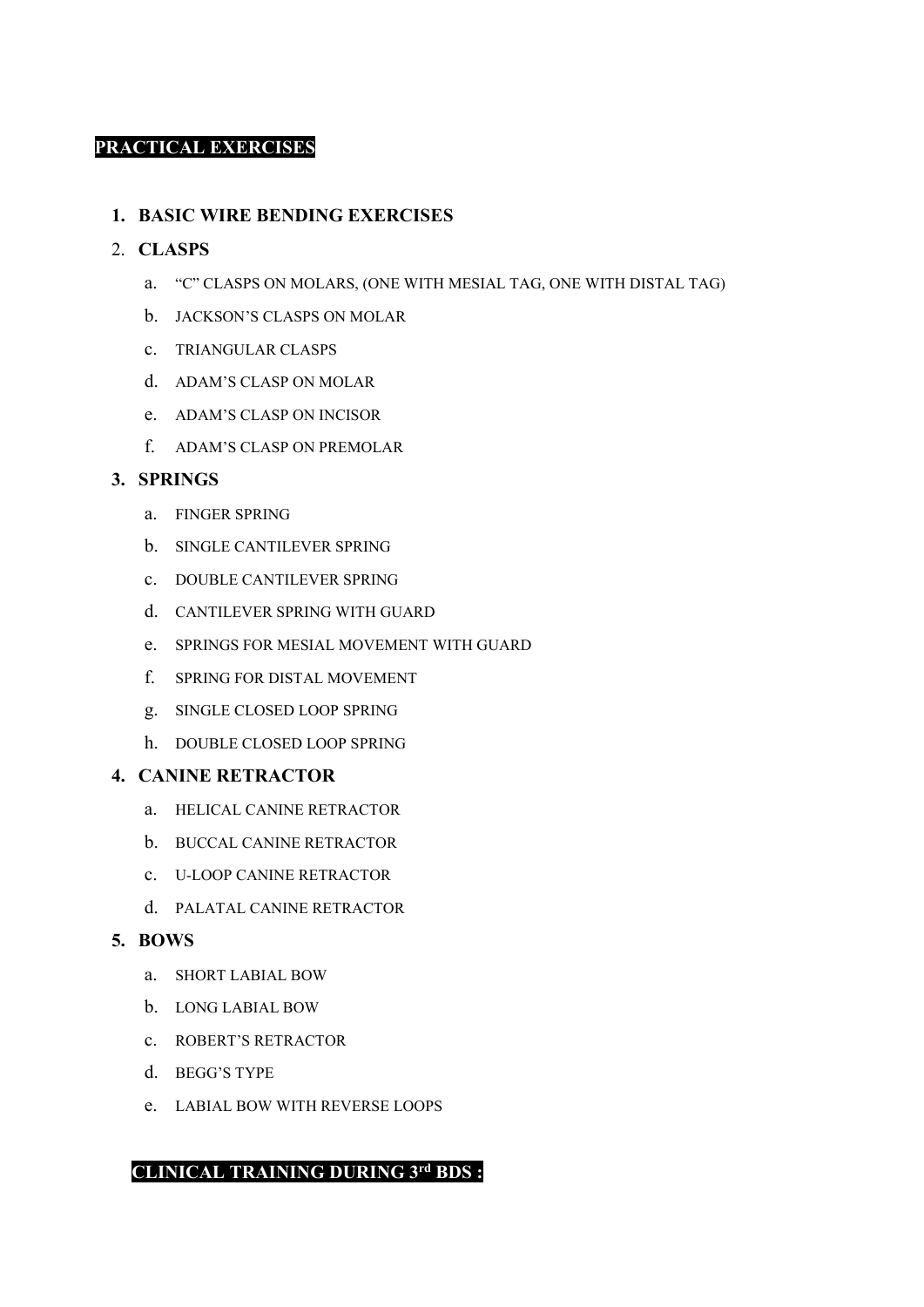## PRACTICAL EXERCISES

1. **BASIC WIRE BENDING EXERCISES**
2. **CLASPS**
   a. "C" CLASPS ON MOLARS, (ONE WITH MESIAL TAG, ONE WITH DISTAL TAG)
   b. JACKSON'S CLASPS ON MOLAR
   c. TRIANGULAR CLASPS
   d. ADAM'S CLASP ON MOLAR
   e. ADAM'S CLASP ON INCISOR
   f. ADAM'S CLASP ON PREMOLAR
3. **SPRINGS**
   a. FINGER SPRING
   b. SINGLE CANTILEVER SPRING
   c. DOUBLE CANTILEVER SPRING
   d. CANTILEVER SPRING WITH GUARD
   e. SPRINGS FOR MESIAL MOVEMENT WITH GUARD
   f. SPRING FOR DISTAL MOVEMENT
   g. SINGLE CLOSED LOOP SPRING
   h. DOUBLE CLOSED LOOP SPRING
4. **CANINE RETRACTOR**
   a. HELICAL CANINE RETRACTOR
   b. BUCCAL CANINE RETRACTOR
   c. U-LOOP CANINE RETRACTOR
   d. PALATAL CANINE RETRACTOR
5. **BOWS**
   a. SHORT LABIAL BOW
   b. LONG LABIAL BOW
   c. ROBERT'S RETRACTOR
   d. BEGG'S TYPE
   e. LABIAL BOW WITH REVERSE LOOPS

## CLINICAL TRAINING DURING 3rd BDS :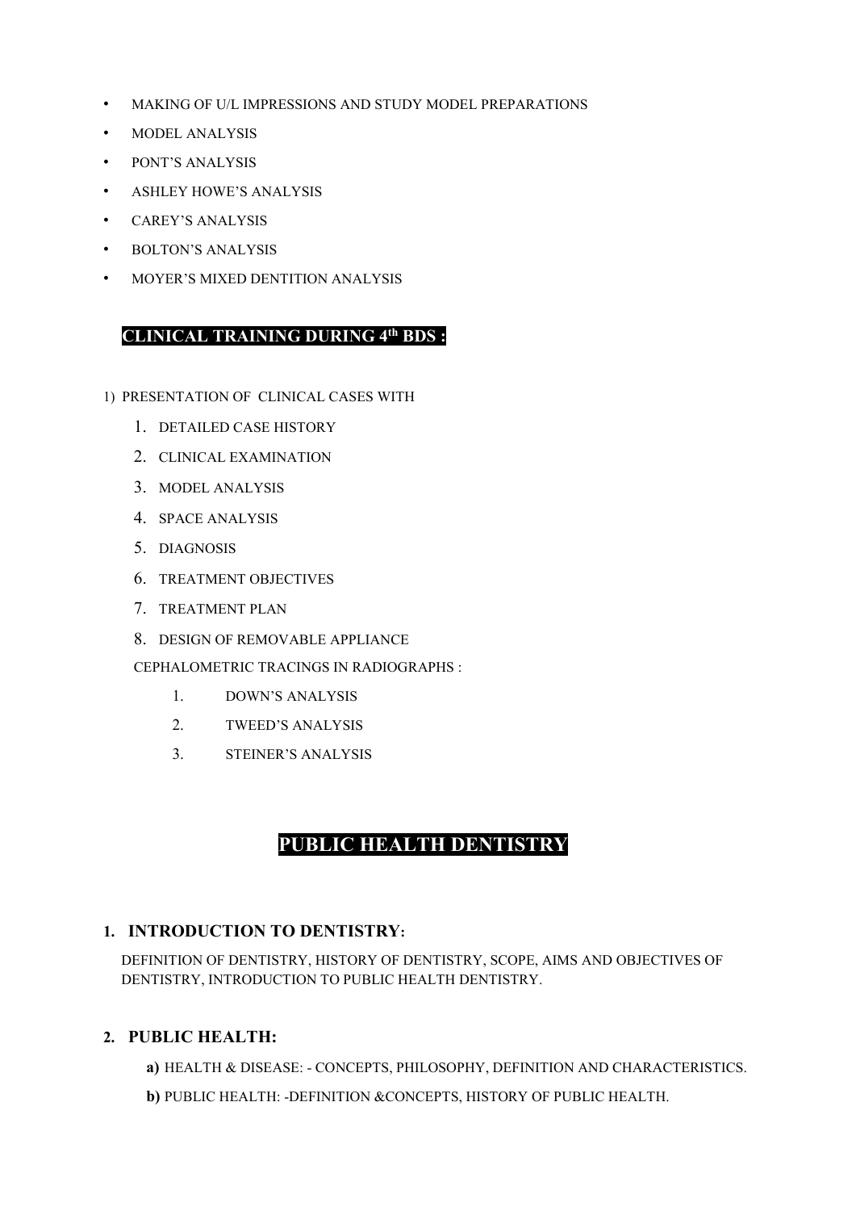- MAKING OF U/L IMPRESSIONS AND STUDY MODEL PREPARATIONS
- MODEL ANALYSIS
- PONT'S ANALYSIS
- ASHLEY HOWE'S ANALYSIS
- CAREY'S ANALYSIS
- BOLTON'S ANALYSIS
- MOYER'S MIXED DENTITION ANALYSIS

## CLINICAL TRAINING DURING 4th BDS :

1) PRESENTATION OF CLINICAL CASES WITH

   1. DETAILED CASE HISTORY
   2. CLINICAL EXAMINATION
   3. MODEL ANALYSIS
   4. SPACE ANALYSIS
   5. DIAGNOSIS
   6. TREATMENT OBJECTIVES
   7. TREATMENT PLAN
   8. DESIGN OF REMOVABLE APPLIANCE

   CEPHALOMETRIC TRACINGS IN RADIOGRAPHS :

   1. DOWN'S ANALYSIS
   2. TWEED'S ANALYSIS
   3. STEINER'S ANALYSIS

# PUBLIC HEALTH DENTISTRY

### 1. INTRODUCTION TO DENTISTRY:

DEFINITION OF DENTISTRY, HISTORY OF DENTISTRY, SCOPE, AIMS AND OBJECTIVES OF DENTISTRY, INTRODUCTION TO PUBLIC HEALTH DENTISTRY.

### 2. PUBLIC HEALTH:

**a)** HEALTH & DISEASE: - CONCEPTS, PHILOSOPHY, DEFINITION AND CHARACTERISTICS.

**b)** PUBLIC HEALTH: -DEFINITION &CONCEPTS, HISTORY OF PUBLIC HEALTH.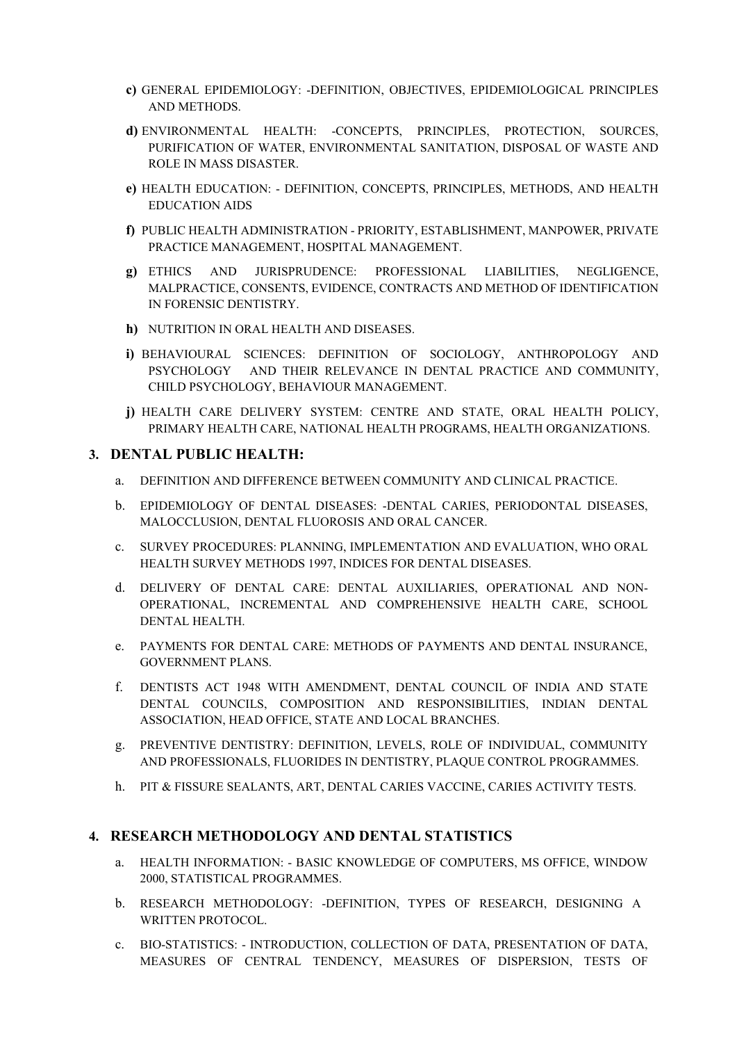- **c)** GENERAL EPIDEMIOLOGY: -DEFINITION, OBJECTIVES, EPIDEMIOLOGICAL PRINCIPLES AND METHODS.
- **d)** ENVIRONMENTAL HEALTH: -CONCEPTS, PRINCIPLES, PROTECTION, SOURCES, PURIFICATION OF WATER, ENVIRONMENTAL SANITATION, DISPOSAL OF WASTE AND ROLE IN MASS DISASTER.
- **e)** HEALTH EDUCATION: - DEFINITION, CONCEPTS, PRINCIPLES, METHODS, AND HEALTH EDUCATION AIDS
- **f)** PUBLIC HEALTH ADMINISTRATION - PRIORITY, ESTABLISHMENT, MANPOWER, PRIVATE PRACTICE MANAGEMENT, HOSPITAL MANAGEMENT.
- **g)** ETHICS AND JURISPRUDENCE: PROFESSIONAL LIABILITIES, NEGLIGENCE, MALPRACTICE, CONSENTS, EVIDENCE, CONTRACTS AND METHOD OF IDENTIFICATION IN FORENSIC DENTISTRY.
- **h)** NUTRITION IN ORAL HEALTH AND DISEASES.
- **i)** BEHAVIOURAL SCIENCES: DEFINITION OF SOCIOLOGY, ANTHROPOLOGY AND PSYCHOLOGY AND THEIR RELEVANCE IN DENTAL PRACTICE AND COMMUNITY, CHILD PSYCHOLOGY, BEHAVIOUR MANAGEMENT.
- **j)** HEALTH CARE DELIVERY SYSTEM: CENTRE AND STATE, ORAL HEALTH POLICY, PRIMARY HEALTH CARE, NATIONAL HEALTH PROGRAMS, HEALTH ORGANIZATIONS.

## 3. DENTAL PUBLIC HEALTH:

a. DEFINITION AND DIFFERENCE BETWEEN COMMUNITY AND CLINICAL PRACTICE.

b. EPIDEMIOLOGY OF DENTAL DISEASES: -DENTAL CARIES, PERIODONTAL DISEASES, MALOCCLUSION, DENTAL FLUOROSIS AND ORAL CANCER.

c. SURVEY PROCEDURES: PLANNING, IMPLEMENTATION AND EVALUATION, WHO ORAL HEALTH SURVEY METHODS 1997, INDICES FOR DENTAL DISEASES.

d. DELIVERY OF DENTAL CARE: DENTAL AUXILIARIES, OPERATIONAL AND NON-OPERATIONAL, INCREMENTAL AND COMPREHENSIVE HEALTH CARE, SCHOOL DENTAL HEALTH.

e. PAYMENTS FOR DENTAL CARE: METHODS OF PAYMENTS AND DENTAL INSURANCE, GOVERNMENT PLANS.

f. DENTISTS ACT 1948 WITH AMENDMENT, DENTAL COUNCIL OF INDIA AND STATE DENTAL COUNCILS, COMPOSITION AND RESPONSIBILITIES, INDIAN DENTAL ASSOCIATION, HEAD OFFICE, STATE AND LOCAL BRANCHES.

g. PREVENTIVE DENTISTRY: DEFINITION, LEVELS, ROLE OF INDIVIDUAL, COMMUNITY AND PROFESSIONALS, FLUORIDES IN DENTISTRY, PLAQUE CONTROL PROGRAMMES.

h. PIT & FISSURE SEALANTS, ART, DENTAL CARIES VACCINE, CARIES ACTIVITY TESTS.

## 4. RESEARCH METHODOLOGY AND DENTAL STATISTICS

a. HEALTH INFORMATION: - BASIC KNOWLEDGE OF COMPUTERS, MS OFFICE, WINDOW 2000, STATISTICAL PROGRAMMES.

b. RESEARCH METHODOLOGY: -DEFINITION, TYPES OF RESEARCH, DESIGNING A WRITTEN PROTOCOL.

c. BIO-STATISTICS: - INTRODUCTION, COLLECTION OF DATA, PRESENTATION OF DATA, MEASURES OF CENTRAL TENDENCY, MEASURES OF DISPERSION, TESTS OF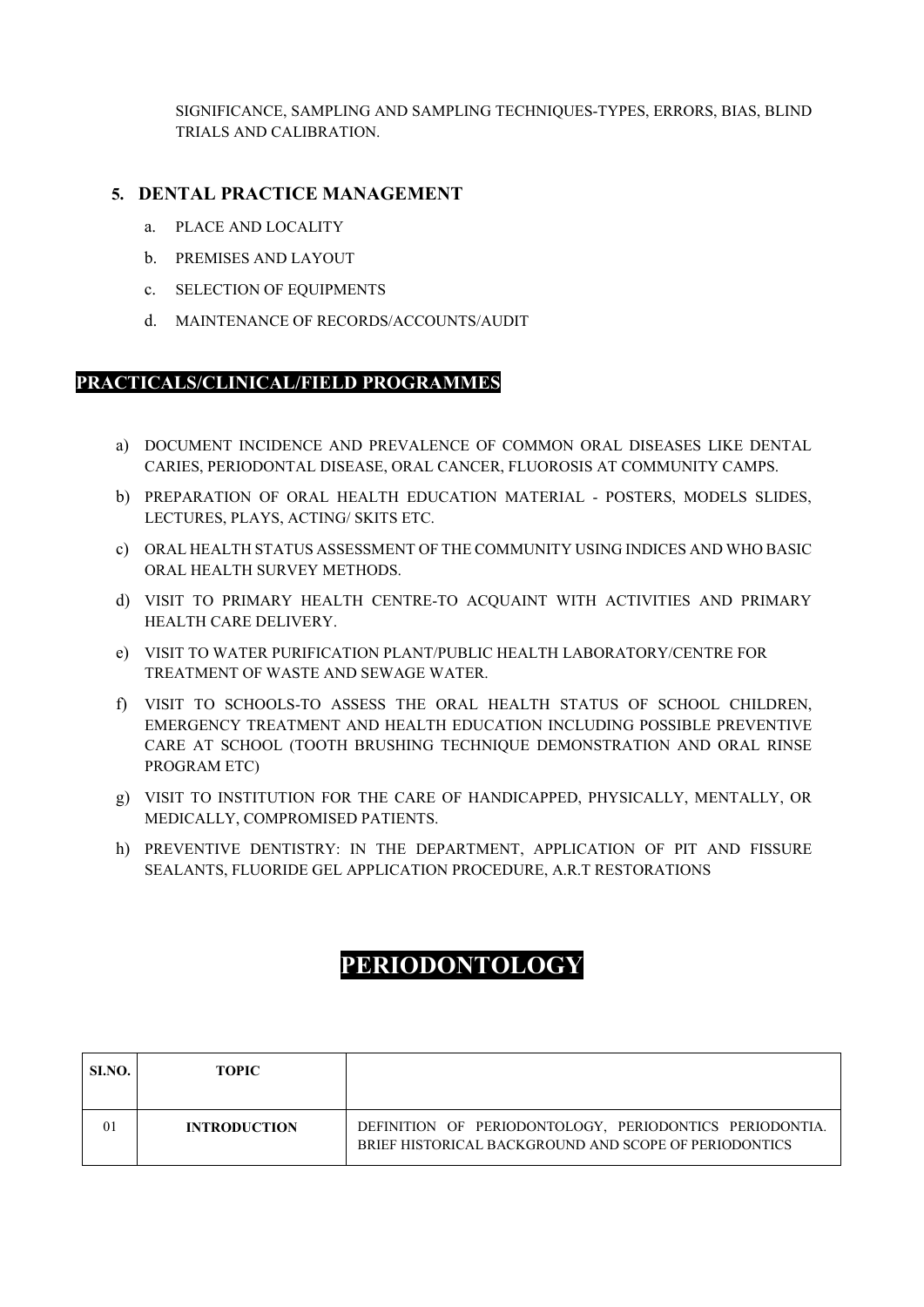SIGNIFICANCE, SAMPLING AND SAMPLING TECHNIQUES-TYPES, ERRORS, BIAS, BLIND TRIALS AND CALIBRATION.

### 5. DENTAL PRACTICE MANAGEMENT

a. PLACE AND LOCALITY

b. PREMISES AND LAYOUT

c. SELECTION OF EQUIPMENTS

d. MAINTENANCE OF RECORDS/ACCOUNTS/AUDIT

## PRACTICALS/CLINICAL/FIELD PROGRAMMES

a) DOCUMENT INCIDENCE AND PREVALENCE OF COMMON ORAL DISEASES LIKE DENTAL CARIES, PERIODONTAL DISEASE, ORAL CANCER, FLUOROSIS AT COMMUNITY CAMPS.

b) PREPARATION OF ORAL HEALTH EDUCATION MATERIAL - POSTERS, MODELS SLIDES, LECTURES, PLAYS, ACTING/ SKITS ETC.

c) ORAL HEALTH STATUS ASSESSMENT OF THE COMMUNITY USING INDICES AND WHO BASIC ORAL HEALTH SURVEY METHODS.

d) VISIT TO PRIMARY HEALTH CENTRE-TO ACQUAINT WITH ACTIVITIES AND PRIMARY HEALTH CARE DELIVERY.

e) VISIT TO WATER PURIFICATION PLANT/PUBLIC HEALTH LABORATORY/CENTRE FOR TREATMENT OF WASTE AND SEWAGE WATER.

f) VISIT TO SCHOOLS-TO ASSESS THE ORAL HEALTH STATUS OF SCHOOL CHILDREN, EMERGENCY TREATMENT AND HEALTH EDUCATION INCLUDING POSSIBLE PREVENTIVE CARE AT SCHOOL (TOOTH BRUSHING TECHNIQUE DEMONSTRATION AND ORAL RINSE PROGRAM ETC)

g) VISIT TO INSTITUTION FOR THE CARE OF HANDICAPPED, PHYSICALLY, MENTALLY, OR MEDICALLY, COMPROMISED PATIENTS.

h) PREVENTIVE DENTISTRY: IN THE DEPARTMENT, APPLICATION OF PIT AND FISSURE SEALANTS, FLUORIDE GEL APPLICATION PROCEDURE, A.R.T RESTORATIONS

# PERIODONTOLOGY

| SI.NO. | TOPIC | |
|---|---|---|
| 01 | **INTRODUCTION** | DEFINITION OF PERIODONTOLOGY, PERIODONTICS PERIODONTIA. BRIEF HISTORICAL BACKGROUND AND SCOPE OF PERIODONTICS |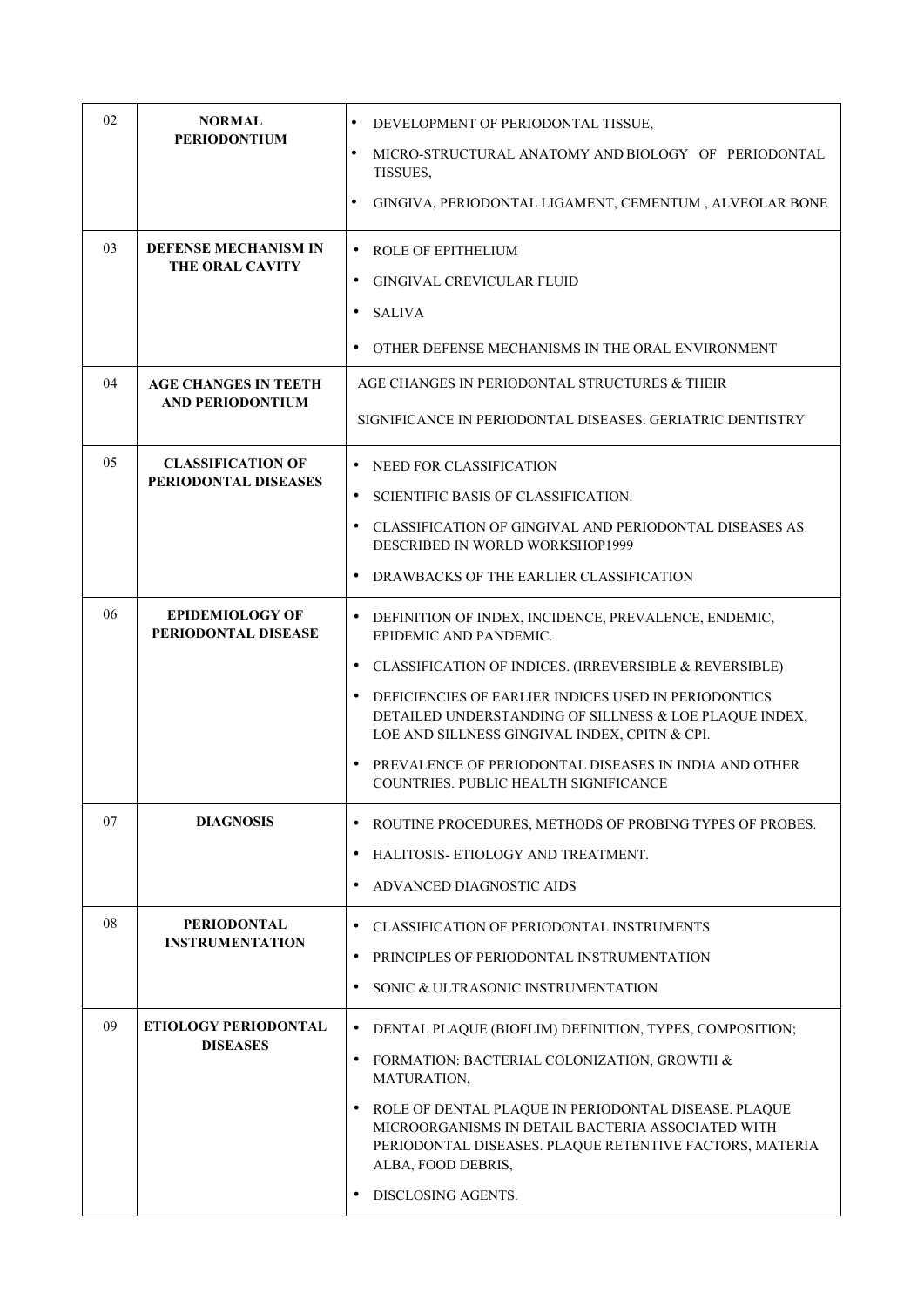| | | |
|---|---|---|
| 02 | **NORMAL PERIODONTIUM** | • DEVELOPMENT OF PERIODONTAL TISSUE,<br>• MICRO-STRUCTURAL ANATOMY AND BIOLOGY OF PERIODONTAL TISSUES,<br>• GINGIVA, PERIODONTAL LIGAMENT, CEMENTUM , ALVEOLAR BONE |
| 03 | **DEFENSE MECHANISM IN THE ORAL CAVITY** | • ROLE OF EPITHELIUM<br>• GINGIVAL CREVICULAR FLUID<br>• SALIVA<br>• OTHER DEFENSE MECHANISMS IN THE ORAL ENVIRONMENT |
| 04 | **AGE CHANGES IN TEETH AND PERIODONTIUM** | AGE CHANGES IN PERIODONTAL STRUCTURES & THEIR<br>SIGNIFICANCE IN PERIODONTAL DISEASES. GERIATRIC DENTISTRY |
| 05 | **CLASSIFICATION OF PERIODONTAL DISEASES** | • NEED FOR CLASSIFICATION<br>• SCIENTIFIC BASIS OF CLASSIFICATION.<br>• CLASSIFICATION OF GINGIVAL AND PERIODONTAL DISEASES AS DESCRIBED IN WORLD WORKSHOP1999<br>• DRAWBACKS OF THE EARLIER CLASSIFICATION |
| 06 | **EPIDEMIOLOGY OF PERIODONTAL DISEASE** | • DEFINITION OF INDEX, INCIDENCE, PREVALENCE, ENDEMIC, EPIDEMIC AND PANDEMIC.<br>• CLASSIFICATION OF INDICES. (IRREVERSIBLE & REVERSIBLE)<br>• DEFICIENCIES OF EARLIER INDICES USED IN PERIODONTICS DETAILED UNDERSTANDING OF SILLNESS & LOE PLAQUE INDEX, LOE AND SILLNESS GINGIVAL INDEX, CPITN & CPI.<br>• PREVALENCE OF PERIODONTAL DISEASES IN INDIA AND OTHER COUNTRIES. PUBLIC HEALTH SIGNIFICANCE |
| 07 | **DIAGNOSIS** | • ROUTINE PROCEDURES, METHODS OF PROBING TYPES OF PROBES.<br>• HALITOSIS- ETIOLOGY AND TREATMENT.<br>• ADVANCED DIAGNOSTIC AIDS |
| 08 | **PERIODONTAL INSTRUMENTATION** | • CLASSIFICATION OF PERIODONTAL INSTRUMENTS<br>• PRINCIPLES OF PERIODONTAL INSTRUMENTATION<br>• SONIC & ULTRASONIC INSTRUMENTATION |
| 09 | **ETIOLOGY PERIODONTAL DISEASES** | • DENTAL PLAQUE (BIOFLIM) DEFINITION, TYPES, COMPOSITION;<br>• FORMATION: BACTERIAL COLONIZATION, GROWTH & MATURATION,<br>• ROLE OF DENTAL PLAQUE IN PERIODONTAL DISEASE. PLAQUE MICROORGANISMS IN DETAIL BACTERIA ASSOCIATED WITH PERIODONTAL DISEASES. PLAQUE RETENTIVE FACTORS, MATERIA ALBA, FOOD DEBRIS,<br>• DISCLOSING AGENTS. |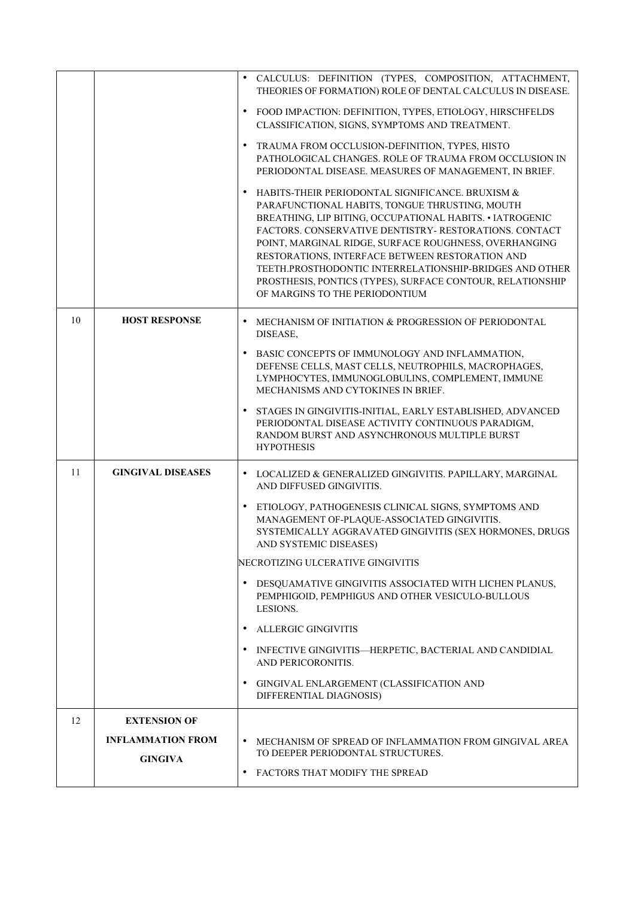|  |  |  |
|---|---|---|
|  |  | • CALCULUS: DEFINITION (TYPES, COMPOSITION, ATTACHMENT, THEORIES OF FORMATION) ROLE OF DENTAL CALCULUS IN DISEASE.<br>• FOOD IMPACTION: DEFINITION, TYPES, ETIOLOGY, HIRSCHFELDS CLASSIFICATION, SIGNS, SYMPTOMS AND TREATMENT.<br>• TRAUMA FROM OCCLUSION-DEFINITION, TYPES, HISTO PATHOLOGICAL CHANGES. ROLE OF TRAUMA FROM OCCLUSION IN PERIODONTAL DISEASE. MEASURES OF MANAGEMENT, IN BRIEF.<br>• HABITS-THEIR PERIODONTAL SIGNIFICANCE. BRUXISM & PARAFUNCTIONAL HABITS, TONGUE THRUSTING, MOUTH BREATHING, LIP BITING, OCCUPATIONAL HABITS. • IATROGENIC FACTORS. CONSERVATIVE DENTISTRY- RESTORATIONS. CONTACT POINT, MARGINAL RIDGE, SURFACE ROUGHNESS, OVERHANGING RESTORATIONS, INTERFACE BETWEEN RESTORATION AND TEETH.PROSTHODONTIC INTERRELATIONSHIP-BRIDGES AND OTHER PROSTHESIS, PONTICS (TYPES), SURFACE CONTOUR, RELATIONSHIP OF MARGINS TO THE PERIODONTIUM |
| 10 | **HOST RESPONSE** | • MECHANISM OF INITIATION & PROGRESSION OF PERIODONTAL DISEASE,<br>• BASIC CONCEPTS OF IMMUNOLOGY AND INFLAMMATION, DEFENSE CELLS, MAST CELLS, NEUTROPHILS, MACROPHAGES, LYMPHOCYTES, IMMUNOGLOBULINS, COMPLEMENT, IMMUNE MECHANISMS AND CYTOKINES IN BRIEF.<br>• STAGES IN GINGIVITIS-INITIAL, EARLY ESTABLISHED, ADVANCED PERIODONTAL DISEASE ACTIVITY CONTINUOUS PARADIGM, RANDOM BURST AND ASYNCHRONOUS MULTIPLE BURST HYPOTHESIS |
| 11 | **GINGIVAL DISEASES** | • LOCALIZED & GENERALIZED GINGIVITIS. PAPILLARY, MARGINAL AND DIFFUSED GINGIVITIS.<br>• ETIOLOGY, PATHOGENESIS CLINICAL SIGNS, SYMPTOMS AND MANAGEMENT OF-PLAQUE-ASSOCIATED GINGIVITIS. SYSTEMICALLY AGGRAVATED GINGIVITIS (SEX HORMONES, DRUGS AND SYSTEMIC DISEASES)<br>NECROTIZING ULCERATIVE GINGIVITIS<br>• DESQUAMATIVE GINGIVITIS ASSOCIATED WITH LICHEN PLANUS, PEMPHIGOID, PEMPHIGUS AND OTHER VESICULO-BULLOUS LESIONS.<br>• ALLERGIC GINGIVITIS<br>• INFECTIVE GINGIVITIS—HERPETIC, BACTERIAL AND CANDIDIAL AND PERICORONITIS.<br>• GINGIVAL ENLARGEMENT (CLASSIFICATION AND DIFFERENTIAL DIAGNOSIS) |
| 12 | **EXTENSION OF INFLAMMATION FROM GINGIVA** | • MECHANISM OF SPREAD OF INFLAMMATION FROM GINGIVAL AREA TO DEEPER PERIODONTAL STRUCTURES.<br>• FACTORS THAT MODIFY THE SPREAD |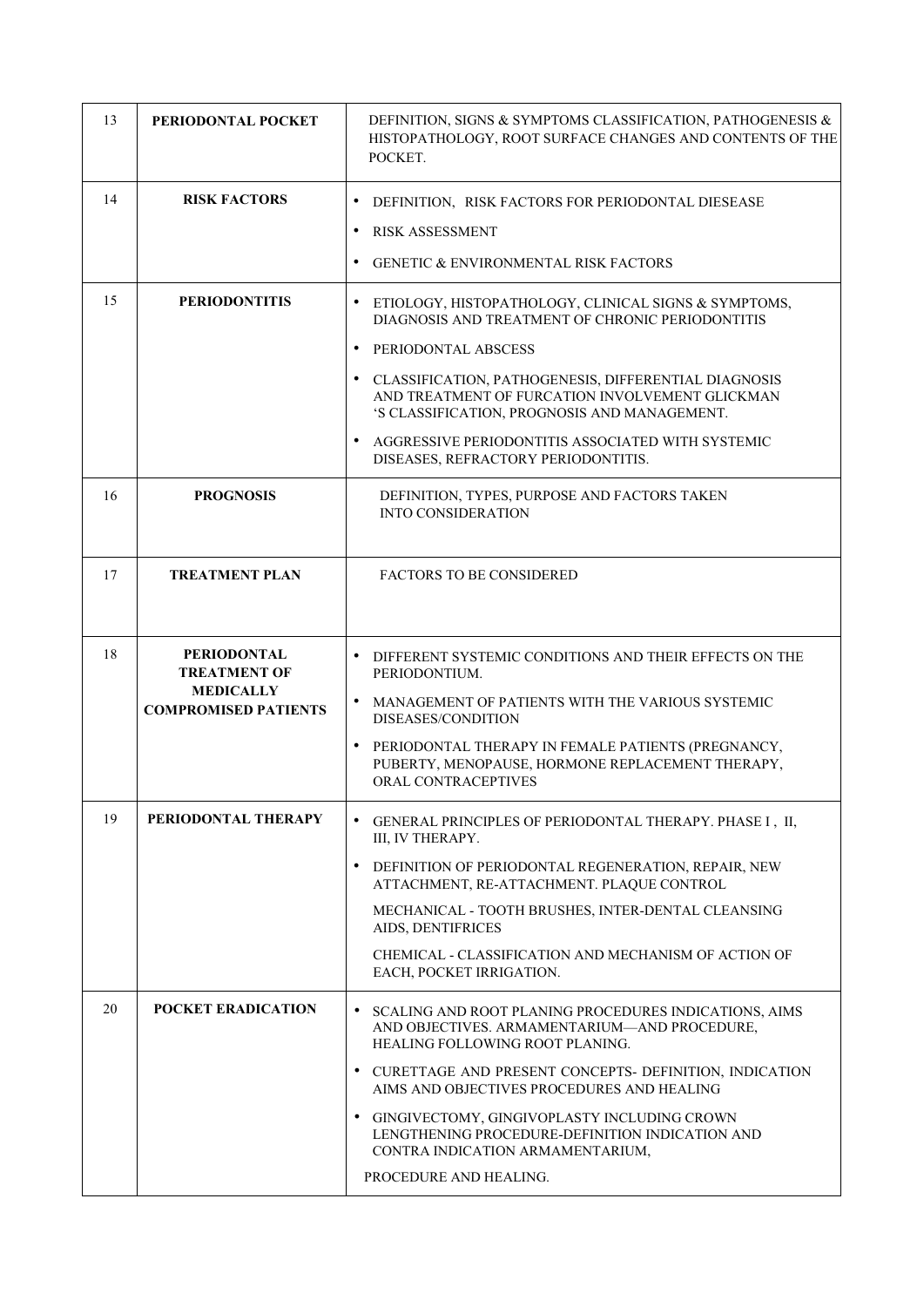| 13 | **PERIODONTAL POCKET** | DEFINITION, SIGNS & SYMPTOMS CLASSIFICATION, PATHOGENESIS & HISTOPATHOLOGY, ROOT SURFACE CHANGES AND CONTENTS OF THE POCKET. |
|---|---|---|
| 14 | **RISK FACTORS** | • DEFINITION, RISK FACTORS FOR PERIODONTAL DIESEASE<br>• RISK ASSESSMENT<br>• GENETIC & ENVIRONMENTAL RISK FACTORS |
| 15 | **PERIODONTITIS** | • ETIOLOGY, HISTOPATHOLOGY, CLINICAL SIGNS & SYMPTOMS, DIAGNOSIS AND TREATMENT OF CHRONIC PERIODONTITIS<br>• PERIODONTAL ABSCESS<br>• CLASSIFICATION, PATHOGENESIS, DIFFERENTIAL DIAGNOSIS AND TREATMENT OF FURCATION INVOLVEMENT GLICKMAN 'S CLASSIFICATION, PROGNOSIS AND MANAGEMENT.<br>• AGGRESSIVE PERIODONTITIS ASSOCIATED WITH SYSTEMIC DISEASES, REFRACTORY PERIODONTITIS. |
| 16 | **PROGNOSIS** | DEFINITION, TYPES, PURPOSE AND FACTORS TAKEN INTO CONSIDERATION |
| 17 | **TREATMENT PLAN** | FACTORS TO BE CONSIDERED |
| 18 | **PERIODONTAL TREATMENT OF MEDICALLY COMPROMISED PATIENTS** | • DIFFERENT SYSTEMIC CONDITIONS AND THEIR EFFECTS ON THE PERIODONTIUM.<br>• MANAGEMENT OF PATIENTS WITH THE VARIOUS SYSTEMIC DISEASES/CONDITION<br>• PERIODONTAL THERAPY IN FEMALE PATIENTS (PREGNANCY, PUBERTY, MENOPAUSE, HORMONE REPLACEMENT THERAPY, ORAL CONTRACEPTIVES |
| 19 | **PERIODONTAL THERAPY** | • GENERAL PRINCIPLES OF PERIODONTAL THERAPY. PHASE I , II, III, IV THERAPY.<br>• DEFINITION OF PERIODONTAL REGENERATION, REPAIR, NEW ATTACHMENT, RE-ATTACHMENT. PLAQUE CONTROL<br>MECHANICAL - TOOTH BRUSHES, INTER-DENTAL CLEANSING AIDS, DENTIFRICES<br>CHEMICAL - CLASSIFICATION AND MECHANISM OF ACTION OF EACH, POCKET IRRIGATION. |
| 20 | **POCKET ERADICATION** | • SCALING AND ROOT PLANING PROCEDURES INDICATIONS, AIMS AND OBJECTIVES. ARMAMENTARIUM—AND PROCEDURE, HEALING FOLLOWING ROOT PLANING.<br>• CURETTAGE AND PRESENT CONCEPTS- DEFINITION, INDICATION AIMS AND OBJECTIVES PROCEDURES AND HEALING<br>• GINGIVECTOMY, GINGIVOPLASTY INCLUDING CROWN LENGTHENING PROCEDURE-DEFINITION INDICATION AND CONTRA INDICATION ARMAMENTARIUM,<br>PROCEDURE AND HEALING. |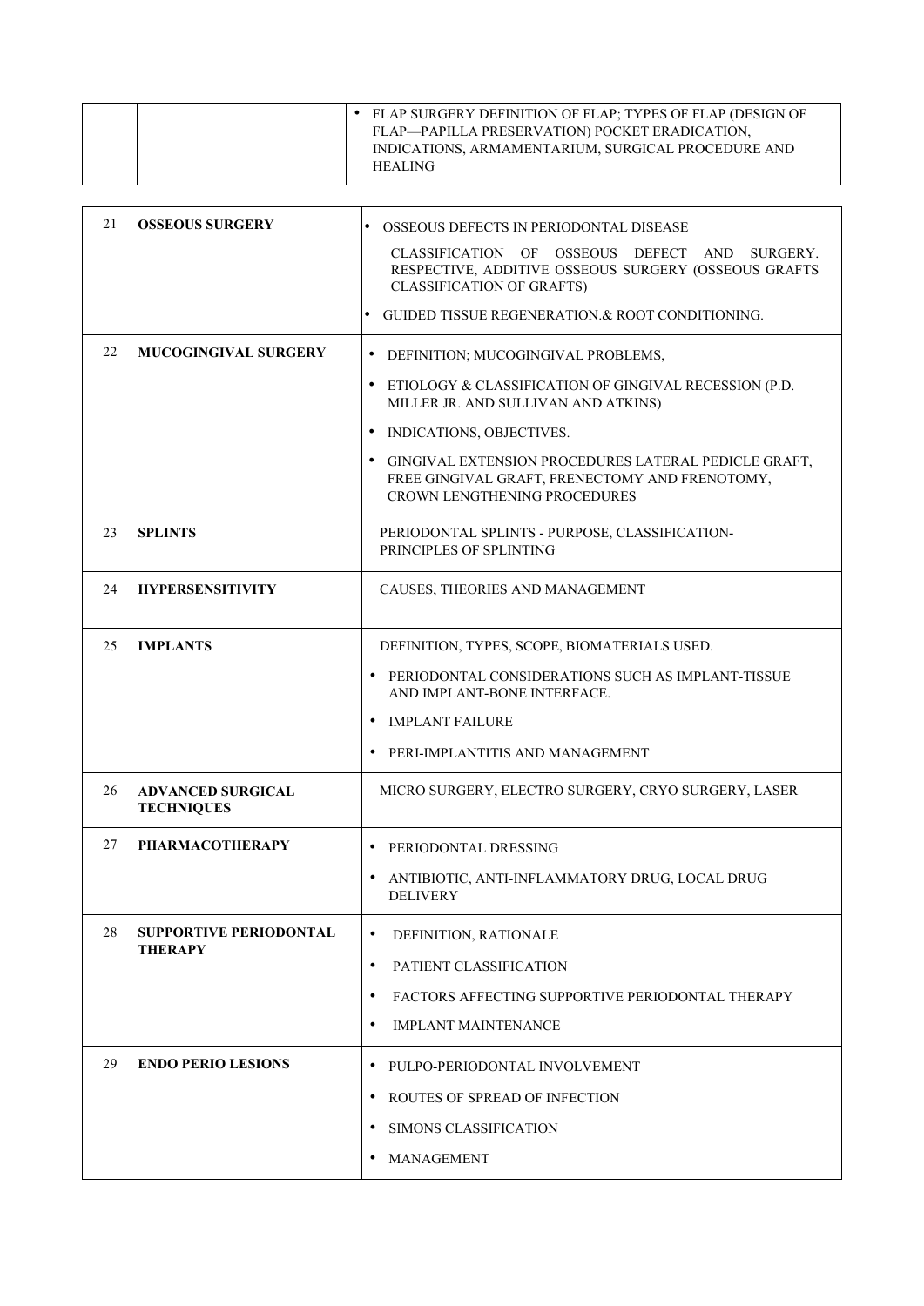| | | |
|---|---|---|
| | | • FLAP SURGERY DEFINITION OF FLAP; TYPES OF FLAP (DESIGN OF FLAP—PAPILLA PRESERVATION) POCKET ERADICATION, INDICATIONS, ARMAMENTARIUM, SURGICAL PROCEDURE AND HEALING |

| | | |
|---|---|---|
| 21 | **OSSEOUS SURGERY** | • OSSEOUS DEFECTS IN PERIODONTAL DISEASE<br>CLASSIFICATION OF OSSEOUS DEFECT AND SURGERY. RESPECTIVE, ADDITIVE OSSEOUS SURGERY (OSSEOUS GRAFTS CLASSIFICATION OF GRAFTS)<br>• GUIDED TISSUE REGENERATION.& ROOT CONDITIONING. |
| 22 | **MUCOGINGIVAL SURGERY** | • DEFINITION; MUCOGINGIVAL PROBLEMS,<br>• ETIOLOGY & CLASSIFICATION OF GINGIVAL RECESSION (P.D. MILLER JR. AND SULLIVAN AND ATKINS)<br>• INDICATIONS, OBJECTIVES.<br>• GINGIVAL EXTENSION PROCEDURES LATERAL PEDICLE GRAFT, FREE GINGIVAL GRAFT, FRENECTOMY AND FRENOTOMY, CROWN LENGTHENING PROCEDURES |
| 23 | **SPLINTS** | PERIODONTAL SPLINTS - PURPOSE, CLASSIFICATION-PRINCIPLES OF SPLINTING |
| 24 | **HYPERSENSITIVITY** | CAUSES, THEORIES AND MANAGEMENT |
| 25 | **IMPLANTS** | DEFINITION, TYPES, SCOPE, BIOMATERIALS USED.<br>• PERIODONTAL CONSIDERATIONS SUCH AS IMPLANT-TISSUE AND IMPLANT-BONE INTERFACE.<br>• IMPLANT FAILURE<br>• PERI-IMPLANTITIS AND MANAGEMENT |
| 26 | **ADVANCED SURGICAL TECHNIQUES** | MICRO SURGERY, ELECTRO SURGERY, CRYO SURGERY, LASER |
| 27 | **PHARMACOTHERAPY** | • PERIODONTAL DRESSING<br>• ANTIBIOTIC, ANTI-INFLAMMATORY DRUG, LOCAL DRUG DELIVERY |
| 28 | **SUPPORTIVE PERIODONTAL THERAPY** | • DEFINITION, RATIONALE<br>• PATIENT CLASSIFICATION<br>• FACTORS AFFECTING SUPPORTIVE PERIODONTAL THERAPY<br>• IMPLANT MAINTENANCE |
| 29 | **ENDO PERIO LESIONS** | • PULPO-PERIODONTAL INVOLVEMENT<br>• ROUTES OF SPREAD OF INFECTION<br>• SIMONS CLASSIFICATION<br>• MANAGEMENT |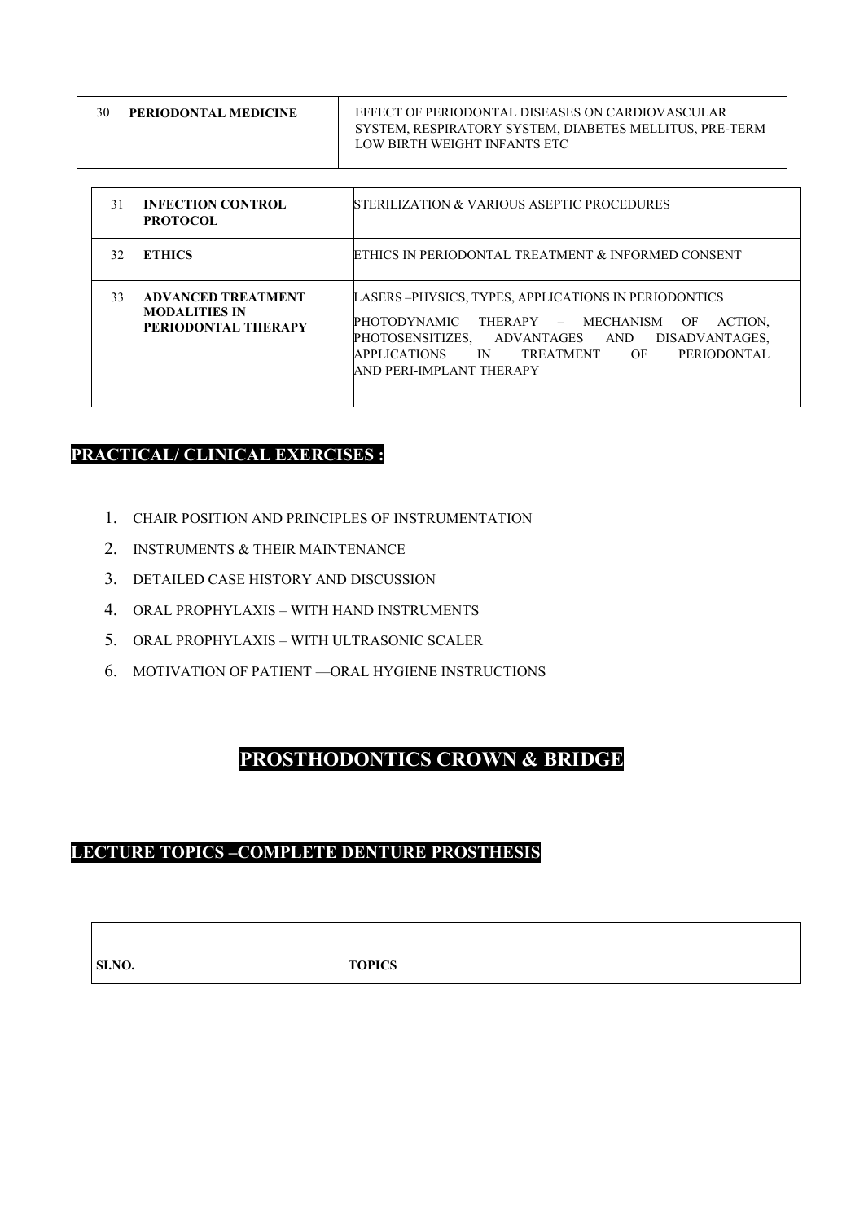| | | |
|---|---|---|
| 30 | **PERIODONTAL MEDICINE** | EFFECT OF PERIODONTAL DISEASES ON CARDIOVASCULAR SYSTEM, RESPIRATORY SYSTEM, DIABETES MELLITUS, PRE-TERM LOW BIRTH WEIGHT INFANTS ETC |
| 31 | **INFECTION CONTROL PROTOCOL** | STERILIZATION & VARIOUS ASEPTIC PROCEDURES |
| 32 | **ETHICS** | ETHICS IN PERIODONTAL TREATMENT & INFORMED CONSENT |
| 33 | **ADVANCED TREATMENT MODALITIES IN PERIODONTAL THERAPY** | LASERS –PHYSICS, TYPES, APPLICATIONS IN PERIODONTICS<br>PHOTODYNAMIC THERAPY – MECHANISM OF ACTION, PHOTOSENSITIZES, ADVANTAGES AND DISADVANTAGES, APPLICATIONS IN TREATMENT OF PERIODONTAL AND PERI-IMPLANT THERAPY |

## PRACTICAL/ CLINICAL EXERCISES :

1. CHAIR POSITION AND PRINCIPLES OF INSTRUMENTATION
2. INSTRUMENTS & THEIR MAINTENANCE
3. DETAILED CASE HISTORY AND DISCUSSION
4. ORAL PROPHYLAXIS – WITH HAND INSTRUMENTS
5. ORAL PROPHYLAXIS – WITH ULTRASONIC SCALER
6. MOTIVATION OF PATIENT —ORAL HYGIENE INSTRUCTIONS

# PROSTHODONTICS CROWN & BRIDGE

## LECTURE TOPICS –COMPLETE DENTURE PROSTHESIS

| SI.NO. | TOPICS |
|---|---|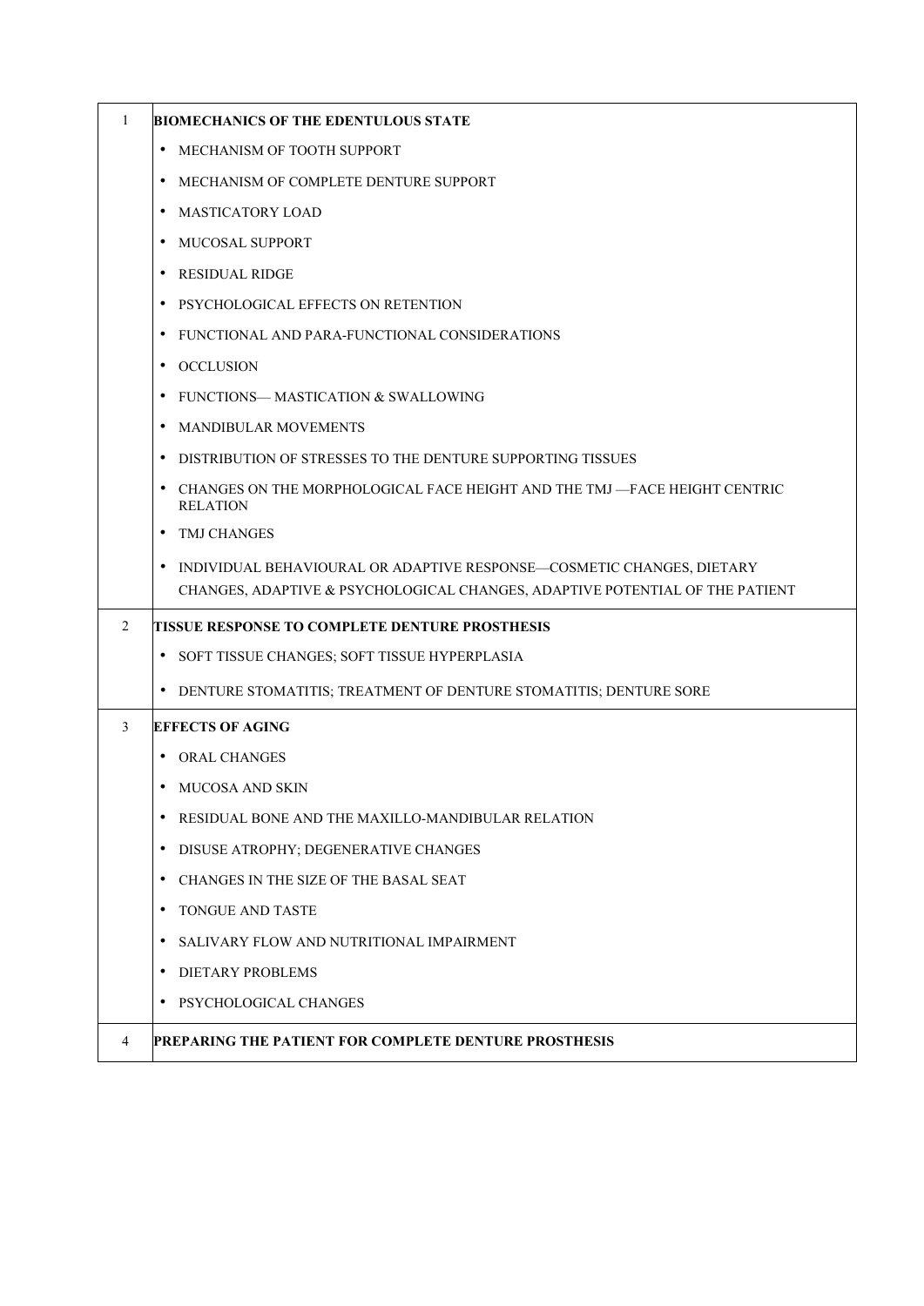| | |
|---|---|
| 1 | **BIOMECHANICS OF THE EDENTULOUS STATE**<br>• MECHANISM OF TOOTH SUPPORT<br>• MECHANISM OF COMPLETE DENTURE SUPPORT<br>• MASTICATORY LOAD<br>• MUCOSAL SUPPORT<br>• RESIDUAL RIDGE<br>• PSYCHOLOGICAL EFFECTS ON RETENTION<br>• FUNCTIONAL AND PARA-FUNCTIONAL CONSIDERATIONS<br>• OCCLUSION<br>• FUNCTIONS— MASTICATION & SWALLOWING<br>• MANDIBULAR MOVEMENTS<br>• DISTRIBUTION OF STRESSES TO THE DENTURE SUPPORTING TISSUES<br>• CHANGES ON THE MORPHOLOGICAL FACE HEIGHT AND THE TMJ —FACE HEIGHT CENTRIC RELATION<br>• TMJ CHANGES<br>• INDIVIDUAL BEHAVIOURAL OR ADAPTIVE RESPONSE—COSMETIC CHANGES, DIETARY CHANGES, ADAPTIVE & PSYCHOLOGICAL CHANGES, ADAPTIVE POTENTIAL OF THE PATIENT |
| 2 | **TISSUE RESPONSE TO COMPLETE DENTURE PROSTHESIS**<br>• SOFT TISSUE CHANGES; SOFT TISSUE HYPERPLASIA<br>• DENTURE STOMATITIS; TREATMENT OF DENTURE STOMATITIS; DENTURE SORE |
| 3 | **EFFECTS OF AGING**<br>• ORAL CHANGES<br>• MUCOSA AND SKIN<br>• RESIDUAL BONE AND THE MAXILLO-MANDIBULAR RELATION<br>• DISUSE ATROPHY; DEGENERATIVE CHANGES<br>• CHANGES IN THE SIZE OF THE BASAL SEAT<br>• TONGUE AND TASTE<br>• SALIVARY FLOW AND NUTRITIONAL IMPAIRMENT<br>• DIETARY PROBLEMS<br>• PSYCHOLOGICAL CHANGES |
| 4 | **PREPARING THE PATIENT FOR COMPLETE DENTURE PROSTHESIS** |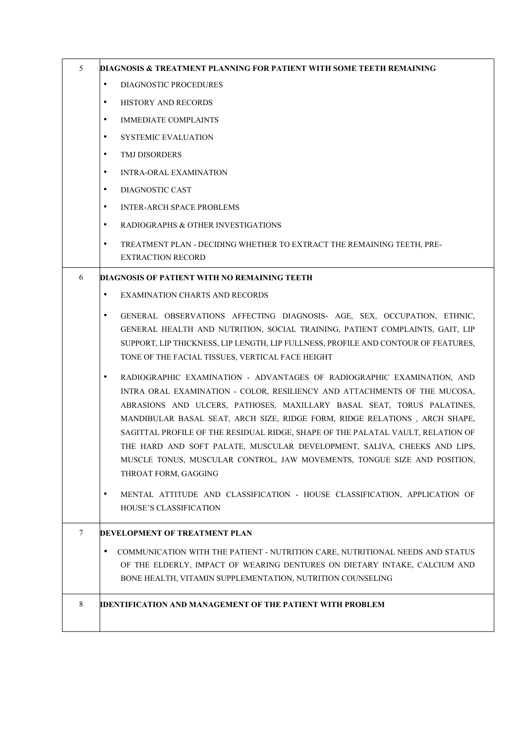| | |
|---|---|
| 5 | **DIAGNOSIS & TREATMENT PLANNING FOR PATIENT WITH SOME TEETH REMAINING**<br>• DIAGNOSTIC PROCEDURES<br>• HISTORY AND RECORDS<br>• IMMEDIATE COMPLAINTS<br>• SYSTEMIC EVALUATION<br>• TMJ DISORDERS<br>• INTRA-ORAL EXAMINATION<br>• DIAGNOSTIC CAST<br>• INTER-ARCH SPACE PROBLEMS<br>• RADIOGRAPHS & OTHER INVESTIGATIONS<br>• TREATMENT PLAN - DECIDING WHETHER TO EXTRACT THE REMAINING TEETH, PRE-EXTRACTION RECORD |
| 6 | **DIAGNOSIS OF PATIENT WITH NO REMAINING TEETH**<br>• EXAMINATION CHARTS AND RECORDS<br>• GENERAL OBSERVATIONS AFFECTING DIAGNOSIS- AGE, SEX, OCCUPATION, ETHNIC, GENERAL HEALTH AND NUTRITION, SOCIAL TRAINING, PATIENT COMPLAINTS, GAIT, LIP SUPPORT, LIP THICKNESS, LIP LENGTH, LIP FULLNESS, PROFILE AND CONTOUR OF FEATURES, TONE OF THE FACIAL TISSUES, VERTICAL FACE HEIGHT<br>• RADIOGRAPHIC EXAMINATION - ADVANTAGES OF RADIOGRAPHIC EXAMINATION, AND INTRA ORAL EXAMINATION - COLOR, RESILIENCY AND ATTACHMENTS OF THE MUCOSA, ABRASIONS AND ULCERS, PATHOSES, MAXILLARY BASAL SEAT, TORUS PALATINES, MANDIBULAR BASAL SEAT, ARCH SIZE, RIDGE FORM, RIDGE RELATIONS , ARCH SHAPE, SAGITTAL PROFILE OF THE RESIDUAL RIDGE, SHAPE OF THE PALATAL VAULT, RELATION OF THE HARD AND SOFT PALATE, MUSCULAR DEVELOPMENT, SALIVA, CHEEKS AND LIPS, MUSCLE TONUS, MUSCULAR CONTROL, JAW MOVEMENTS, TONGUE SIZE AND POSITION, THROAT FORM, GAGGING<br>• MENTAL ATTITUDE AND CLASSIFICATION - HOUSE CLASSIFICATION, APPLICATION OF HOUSE'S CLASSIFICATION |
| 7 | **DEVELOPMENT OF TREATMENT PLAN**<br>• COMMUNICATION WITH THE PATIENT - NUTRITION CARE, NUTRITIONAL NEEDS AND STATUS OF THE ELDERLY, IMPACT OF WEARING DENTURES ON DIETARY INTAKE, CALCIUM AND BONE HEALTH, VITAMIN SUPPLEMENTATION, NUTRITION COUNSELING |
| 8 | **IDENTIFICATION AND MANAGEMENT OF THE PATIENT WITH PROBLEM** |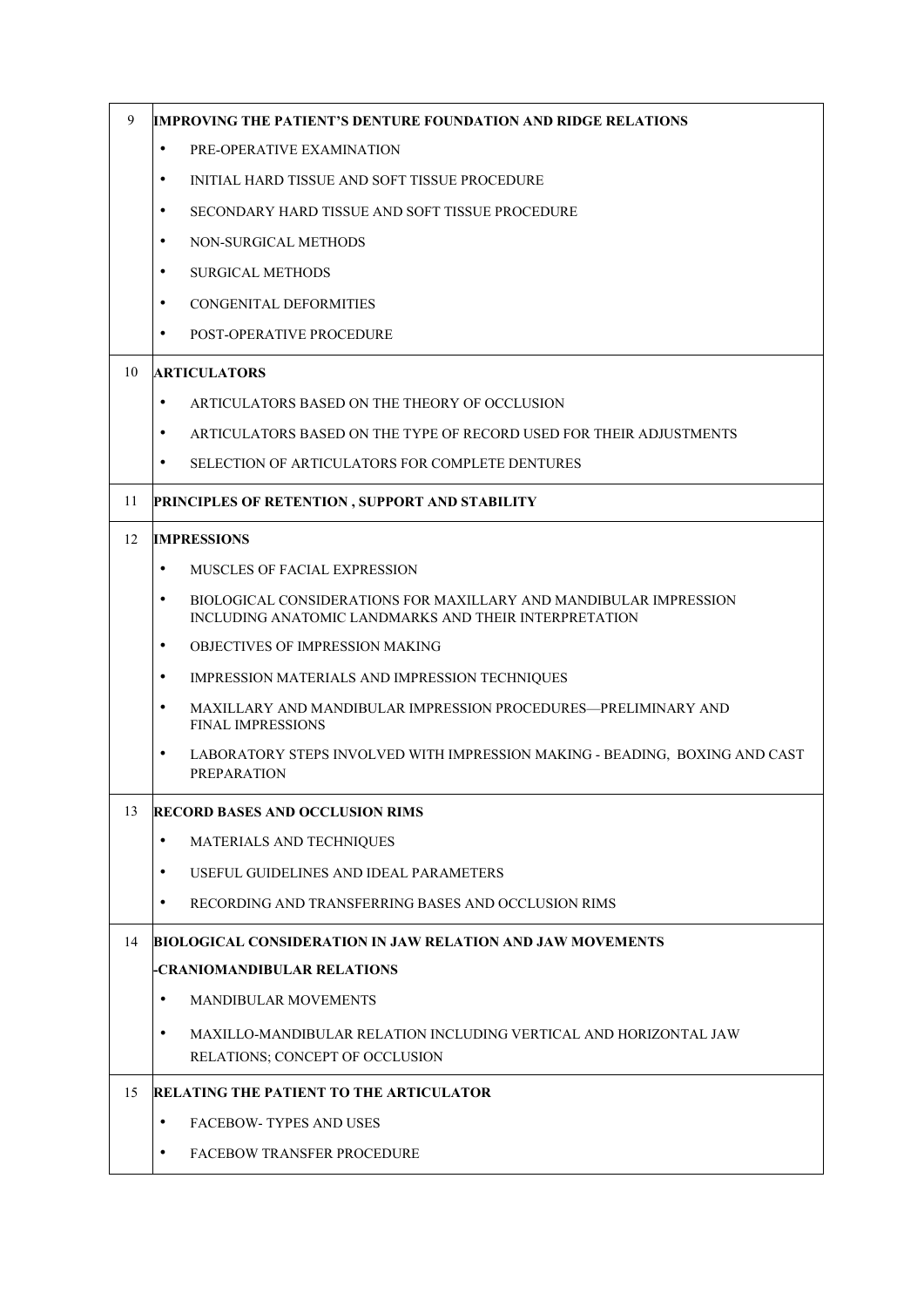| | |
|---|---|
| 9 | **IMPROVING THE PATIENT'S DENTURE FOUNDATION AND RIDGE RELATIONS**<br>• PRE-OPERATIVE EXAMINATION<br>• INITIAL HARD TISSUE AND SOFT TISSUE PROCEDURE<br>• SECONDARY HARD TISSUE AND SOFT TISSUE PROCEDURE<br>• NON-SURGICAL METHODS<br>• SURGICAL METHODS<br>• CONGENITAL DEFORMITIES<br>• POST-OPERATIVE PROCEDURE |
| 10 | **ARTICULATORS**<br>• ARTICULATORS BASED ON THE THEORY OF OCCLUSION<br>• ARTICULATORS BASED ON THE TYPE OF RECORD USED FOR THEIR ADJUSTMENTS<br>• SELECTION OF ARTICULATORS FOR COMPLETE DENTURES |
| 11 | **PRINCIPLES OF RETENTION , SUPPORT AND STABILITY** |
| 12 | **IMPRESSIONS**<br>• MUSCLES OF FACIAL EXPRESSION<br>• BIOLOGICAL CONSIDERATIONS FOR MAXILLARY AND MANDIBULAR IMPRESSION INCLUDING ANATOMIC LANDMARKS AND THEIR INTERPRETATION<br>• OBJECTIVES OF IMPRESSION MAKING<br>• IMPRESSION MATERIALS AND IMPRESSION TECHNIQUES<br>• MAXILLARY AND MANDIBULAR IMPRESSION PROCEDURES—PRELIMINARY AND FINAL IMPRESSIONS<br>• LABORATORY STEPS INVOLVED WITH IMPRESSION MAKING - BEADING, BOXING AND CAST PREPARATION |
| 13 | **RECORD BASES AND OCCLUSION RIMS**<br>• MATERIALS AND TECHNIQUES<br>• USEFUL GUIDELINES AND IDEAL PARAMETERS<br>• RECORDING AND TRANSFERRING BASES AND OCCLUSION RIMS |
| 14 | **BIOLOGICAL CONSIDERATION IN JAW RELATION AND JAW MOVEMENTS**<br>**-CRANIOMANDIBULAR RELATIONS**<br>• MANDIBULAR MOVEMENTS<br>• MAXILLO-MANDIBULAR RELATION INCLUDING VERTICAL AND HORIZONTAL JAW RELATIONS; CONCEPT OF OCCLUSION |
| 15 | **RELATING THE PATIENT TO THE ARTICULATOR**<br>• FACEBOW- TYPES AND USES<br>• FACEBOW TRANSFER PROCEDURE |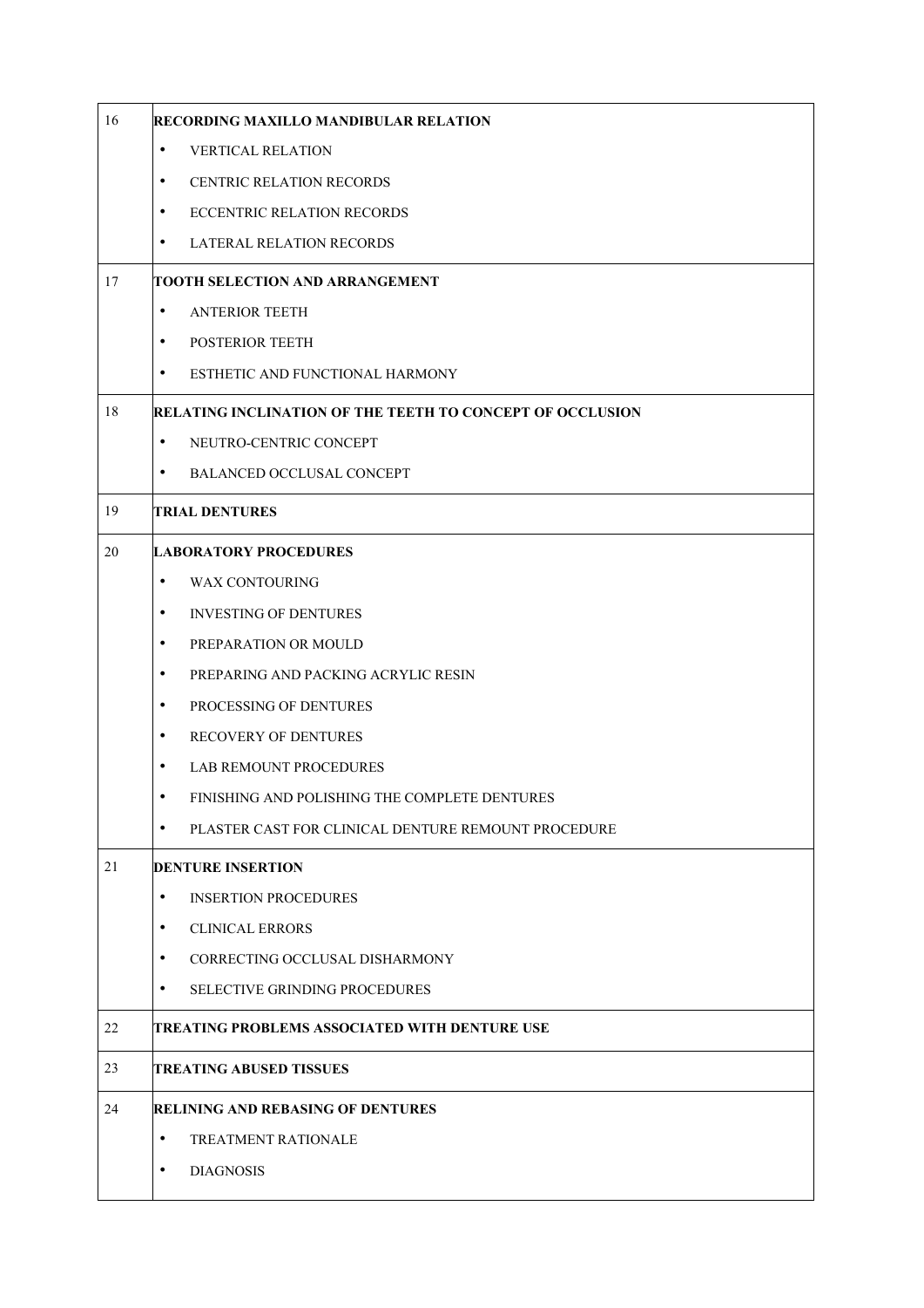| | |
|---|---|
| 16 | **RECORDING MAXILLO MANDIBULAR RELATION**<br>• VERTICAL RELATION<br>• CENTRIC RELATION RECORDS<br>• ECCENTRIC RELATION RECORDS<br>• LATERAL RELATION RECORDS |
| 17 | **TOOTH SELECTION AND ARRANGEMENT**<br>• ANTERIOR TEETH<br>• POSTERIOR TEETH<br>• ESTHETIC AND FUNCTIONAL HARMONY |
| 18 | **RELATING INCLINATION OF THE TEETH TO CONCEPT OF OCCLUSION**<br>• NEUTRO-CENTRIC CONCEPT<br>• BALANCED OCCLUSAL CONCEPT |
| 19 | **TRIAL DENTURES** |
| 20 | **LABORATORY PROCEDURES**<br>• WAX CONTOURING<br>• INVESTING OF DENTURES<br>• PREPARATION OR MOULD<br>• PREPARING AND PACKING ACRYLIC RESIN<br>• PROCESSING OF DENTURES<br>• RECOVERY OF DENTURES<br>• LAB REMOUNT PROCEDURES<br>• FINISHING AND POLISHING THE COMPLETE DENTURES<br>• PLASTER CAST FOR CLINICAL DENTURE REMOUNT PROCEDURE |
| 21 | **DENTURE INSERTION**<br>• INSERTION PROCEDURES<br>• CLINICAL ERRORS<br>• CORRECTING OCCLUSAL DISHARMONY<br>• SELECTIVE GRINDING PROCEDURES |
| 22 | **TREATING PROBLEMS ASSOCIATED WITH DENTURE USE** |
| 23 | **TREATING ABUSED TISSUES** |
| 24 | **RELINING AND REBASING OF DENTURES**<br>• TREATMENT RATIONALE<br>• DIAGNOSIS |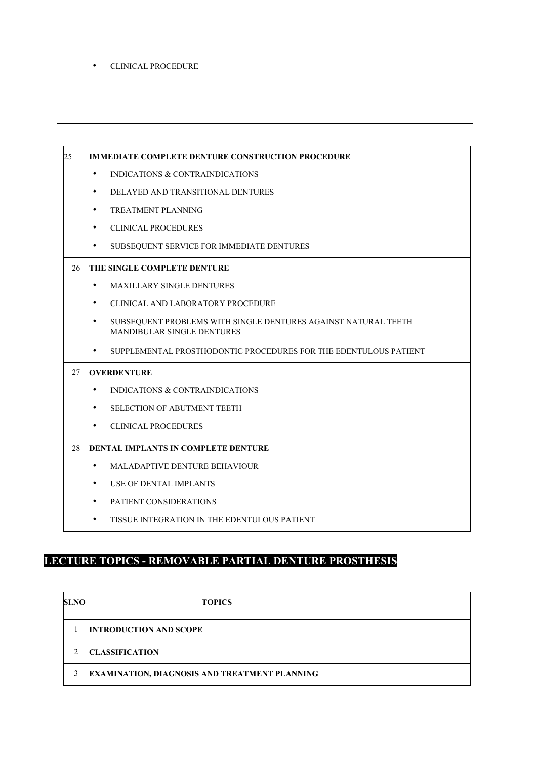| | |
|---|---|
| | • CLINICAL PROCEDURE |

| | |
|---|---|
| 25 | **IMMEDIATE COMPLETE DENTURE CONSTRUCTION PROCEDURE** |
| | • INDICATIONS & CONTRAINDICATIONS |
| | • DELAYED AND TRANSITIONAL DENTURES |
| | • TREATMENT PLANNING |
| | • CLINICAL PROCEDURES |
| | • SUBSEQUENT SERVICE FOR IMMEDIATE DENTURES |
| 26 | **THE SINGLE COMPLETE DENTURE** |
| | • MAXILLARY SINGLE DENTURES |
| | • CLINICAL AND LABORATORY PROCEDURE |
| | • SUBSEQUENT PROBLEMS WITH SINGLE DENTURES AGAINST NATURAL TEETH MANDIBULAR SINGLE DENTURES |
| | • SUPPLEMENTAL PROSTHODONTIC PROCEDURES FOR THE EDENTULOUS PATIENT |
| 27 | **OVERDENTURE** |
| | • INDICATIONS & CONTRAINDICATIONS |
| | • SELECTION OF ABUTMENT TEETH |
| | • CLINICAL PROCEDURES |
| 28 | **DENTAL IMPLANTS IN COMPLETE DENTURE** |
| | • MALADAPTIVE DENTURE BEHAVIOUR |
| | • USE OF DENTAL IMPLANTS |
| | • PATIENT CONSIDERATIONS |
| | • TISSUE INTEGRATION IN THE EDENTULOUS PATIENT |

## LECTURE TOPICS - REMOVABLE PARTIAL DENTURE PROSTHESIS

| SI.NO | TOPICS |
|---|---|
| 1 | **INTRODUCTION AND SCOPE** |
| 2 | **CLASSIFICATION** |
| 3 | **EXAMINATION, DIAGNOSIS AND TREATMENT PLANNING** |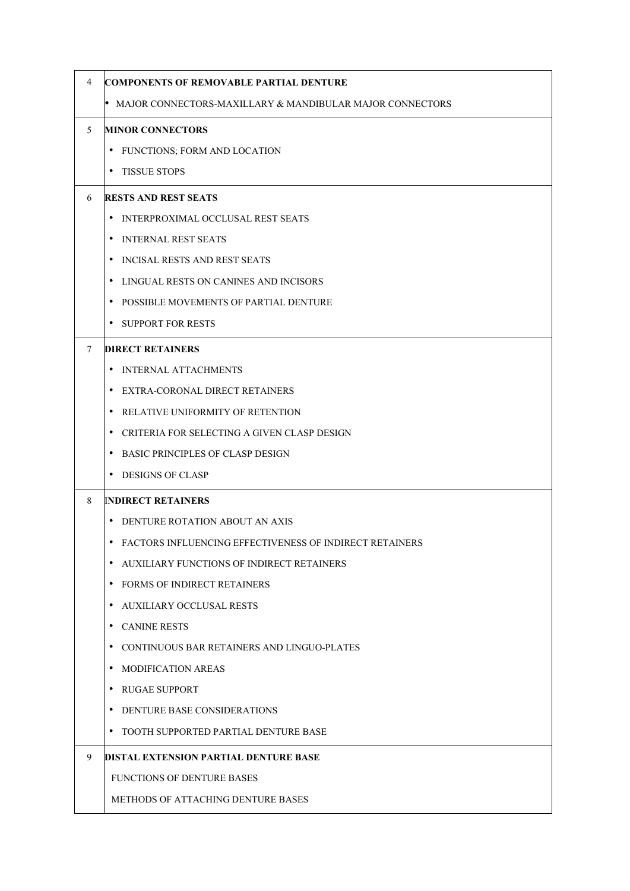| | |
|---|---|
| 4 | **COMPONENTS OF REMOVABLE PARTIAL DENTURE** |
| | • MAJOR CONNECTORS-MAXILLARY & MANDIBULAR MAJOR CONNECTORS |
| 5 | **MINOR CONNECTORS** |
| | • FUNCTIONS; FORM AND LOCATION |
| | • TISSUE STOPS |
| 6 | **RESTS AND REST SEATS** |
| | • INTERPROXIMAL OCCLUSAL REST SEATS |
| | • INTERNAL REST SEATS |
| | • INCISAL RESTS AND REST SEATS |
| | • LINGUAL RESTS ON CANINES AND INCISORS |
| | • POSSIBLE MOVEMENTS OF PARTIAL DENTURE |
| | • SUPPORT FOR RESTS |
| 7 | **DIRECT RETAINERS** |
| | • INTERNAL ATTACHMENTS |
| | • EXTRA-CORONAL DIRECT RETAINERS |
| | • RELATIVE UNIFORMITY OF RETENTION |
| | • CRITERIA FOR SELECTING A GIVEN CLASP DESIGN |
| | • BASIC PRINCIPLES OF CLASP DESIGN |
| | • DESIGNS OF CLASP |
| 8 | **INDIRECT RETAINERS** |
| | • DENTURE ROTATION ABOUT AN AXIS |
| | • FACTORS INFLUENCING EFFECTIVENESS OF INDIRECT RETAINERS |
| | • AUXILIARY FUNCTIONS OF INDIRECT RETAINERS |
| | • FORMS OF INDIRECT RETAINERS |
| | • AUXILIARY OCCLUSAL RESTS |
| | • CANINE RESTS |
| | • CONTINUOUS BAR RETAINERS AND LINGUO-PLATES |
| | • MODIFICATION AREAS |
| | • RUGAE SUPPORT |
| | • DENTURE BASE CONSIDERATIONS |
| | • TOOTH SUPPORTED PARTIAL DENTURE BASE |
| 9 | **DISTAL EXTENSION PARTIAL DENTURE BASE** |
| | FUNCTIONS OF DENTURE BASES |
| | METHODS OF ATTACHING DENTURE BASES |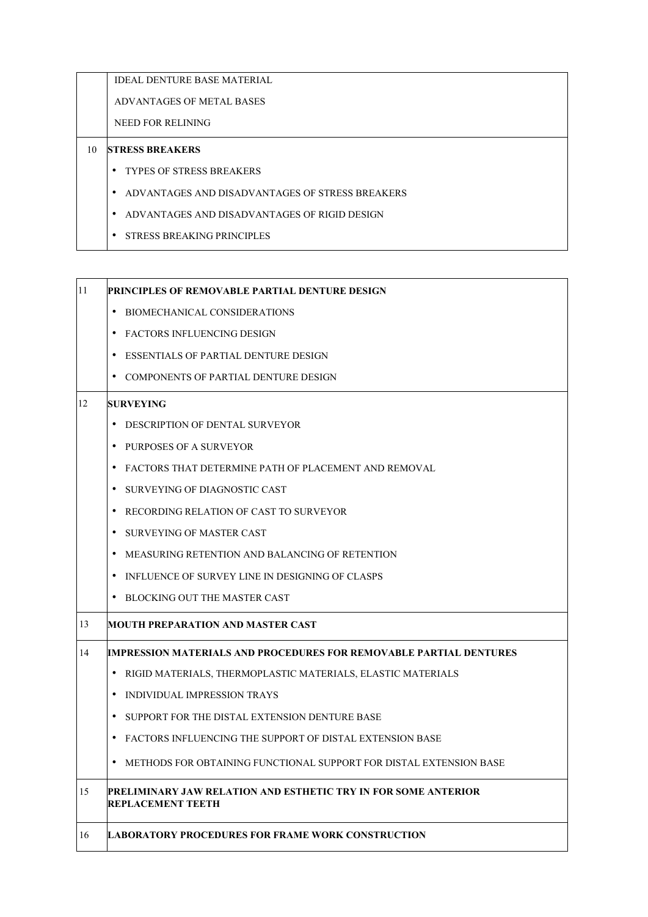| | |
|---|---|
| | IDEAL DENTURE BASE MATERIAL<br>ADVANTAGES OF METAL BASES<br>NEED FOR RELINING |
| 10 | **STRESS BREAKERS**<br>• TYPES OF STRESS BREAKERS<br>• ADVANTAGES AND DISADVANTAGES OF STRESS BREAKERS<br>• ADVANTAGES AND DISADVANTAGES OF RIGID DESIGN<br>• STRESS BREAKING PRINCIPLES |

| | |
|---|---|
| 11 | **PRINCIPLES OF REMOVABLE PARTIAL DENTURE DESIGN**<br>• BIOMECHANICAL CONSIDERATIONS<br>• FACTORS INFLUENCING DESIGN<br>• ESSENTIALS OF PARTIAL DENTURE DESIGN<br>• COMPONENTS OF PARTIAL DENTURE DESIGN |
| 12 | **SURVEYING**<br>• DESCRIPTION OF DENTAL SURVEYOR<br>• PURPOSES OF A SURVEYOR<br>• FACTORS THAT DETERMINE PATH OF PLACEMENT AND REMOVAL<br>• SURVEYING OF DIAGNOSTIC CAST<br>• RECORDING RELATION OF CAST TO SURVEYOR<br>• SURVEYING OF MASTER CAST<br>• MEASURING RETENTION AND BALANCING OF RETENTION<br>• INFLUENCE OF SURVEY LINE IN DESIGNING OF CLASPS<br>• BLOCKING OUT THE MASTER CAST |
| 13 | **MOUTH PREPARATION AND MASTER CAST** |
| 14 | **IMPRESSION MATERIALS AND PROCEDURES FOR REMOVABLE PARTIAL DENTURES**<br>• RIGID MATERIALS, THERMOPLASTIC MATERIALS, ELASTIC MATERIALS<br>• INDIVIDUAL IMPRESSION TRAYS<br>• SUPPORT FOR THE DISTAL EXTENSION DENTURE BASE<br>• FACTORS INFLUENCING THE SUPPORT OF DISTAL EXTENSION BASE<br>• METHODS FOR OBTAINING FUNCTIONAL SUPPORT FOR DISTAL EXTENSION BASE |
| 15 | **PRELIMINARY JAW RELATION AND ESTHETIC TRY IN FOR SOME ANTERIOR REPLACEMENT TEETH** |
| 16 | **LABORATORY PROCEDURES FOR FRAME WORK CONSTRUCTION** |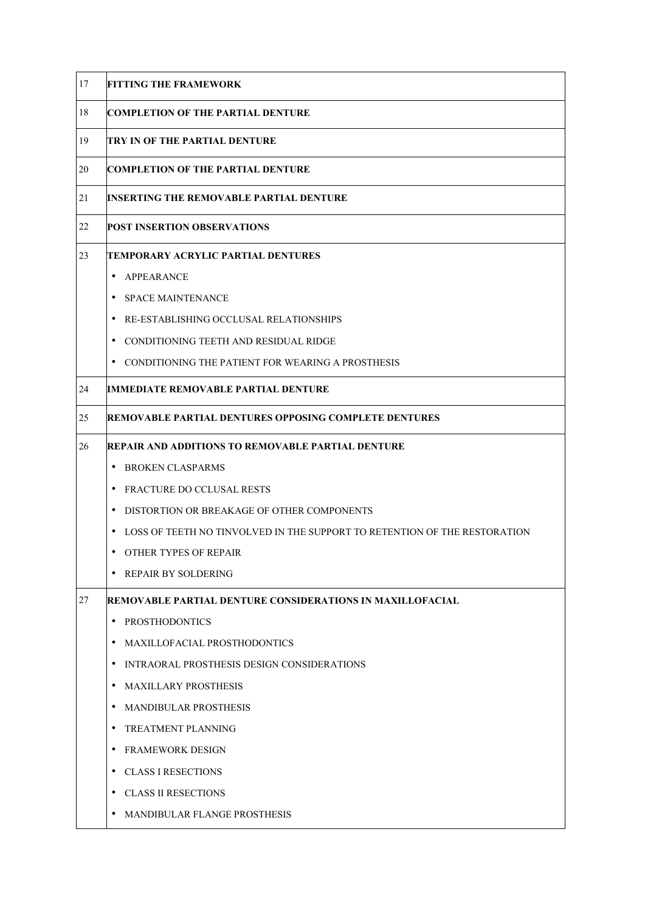| | |
|---|---|
| 17 | **FITTING THE FRAMEWORK** |
| 18 | **COMPLETION OF THE PARTIAL DENTURE** |
| 19 | **TRY IN OF THE PARTIAL DENTURE** |
| 20 | **COMPLETION OF THE PARTIAL DENTURE** |
| 21 | **INSERTING THE REMOVABLE PARTIAL DENTURE** |
| 22 | **POST INSERTION OBSERVATIONS** |
| 23 | **TEMPORARY ACRYLIC PARTIAL DENTURES**<br>• APPEARANCE<br>• SPACE MAINTENANCE<br>• RE-ESTABLISHING OCCLUSAL RELATIONSHIPS<br>• CONDITIONING TEETH AND RESIDUAL RIDGE<br>• CONDITIONING THE PATIENT FOR WEARING A PROSTHESIS |
| 24 | **IMMEDIATE REMOVABLE PARTIAL DENTURE** |
| 25 | **REMOVABLE PARTIAL DENTURES OPPOSING COMPLETE DENTURES** |
| 26 | **REPAIR AND ADDITIONS TO REMOVABLE PARTIAL DENTURE**<br>• BROKEN CLASPARMS<br>• FRACTURE DO CCLUSAL RESTS<br>• DISTORTION OR BREAKAGE OF OTHER COMPONENTS<br>• LOSS OF TEETH NO TINVOLVED IN THE SUPPORT TO RETENTION OF THE RESTORATION<br>• OTHER TYPES OF REPAIR<br>• REPAIR BY SOLDERING |
| 27 | **REMOVABLE PARTIAL DENTURE CONSIDERATIONS IN MAXILLOFACIAL**<br>• PROSTHODONTICS<br>• MAXILLOFACIAL PROSTHODONTICS<br>• INTRAORAL PROSTHESIS DESIGN CONSIDERATIONS<br>• MAXILLARY PROSTHESIS<br>• MANDIBULAR PROSTHESIS<br>• TREATMENT PLANNING<br>• FRAMEWORK DESIGN<br>• CLASS I RESECTIONS<br>• CLASS II RESECTIONS<br>• MANDIBULAR FLANGE PROSTHESIS |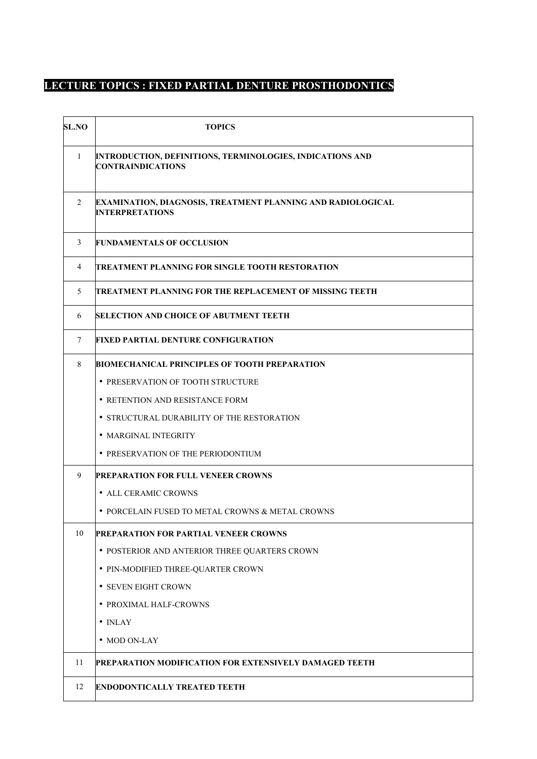# LECTURE TOPICS : FIXED PARTIAL DENTURE PROSTHODONTICS

| SL.NO | TOPICS |
|---|---|
| 1 | **INTRODUCTION, DEFINITIONS, TERMINOLOGIES, INDICATIONS AND CONTRAINDICATIONS** |
| 2 | **EXAMINATION, DIAGNOSIS, TREATMENT PLANNING AND RADIOLOGICAL INTERPRETATIONS** |
| 3 | **FUNDAMENTALS OF OCCLUSION** |
| 4 | **TREATMENT PLANNING FOR SINGLE TOOTH RESTORATION** |
| 5 | **TREATMENT PLANNING FOR THE REPLACEMENT OF MISSING TEETH** |
| 6 | **SELECTION AND CHOICE OF ABUTMENT TEETH** |
| 7 | **FIXED PARTIAL DENTURE CONFIGURATION** |
| 8 | **BIOMECHANICAL PRINCIPLES OF TOOTH PREPARATION**<br>• PRESERVATION OF TOOTH STRUCTURE<br>• RETENTION AND RESISTANCE FORM<br>• STRUCTURAL DURABILITY OF THE RESTORATION<br>• MARGINAL INTEGRITY<br>• PRESERVATION OF THE PERIODONTIUM |
| 9 | **PREPARATION FOR FULL VENEER CROWNS**<br>• ALL CERAMIC CROWNS<br>• PORCELAIN FUSED TO METAL CROWNS & METAL CROWNS |
| 10 | **PREPARATION FOR PARTIAL VENEER CROWNS**<br>• POSTERIOR AND ANTERIOR THREE QUARTERS CROWN<br>• PIN-MODIFIED THREE-QUARTER CROWN<br>• SEVEN EIGHT CROWN<br>• PROXIMAL HALF-CROWNS<br>• INLAY<br>• MOD ON-LAY |
| 11 | **PREPARATION MODIFICATION FOR EXTENSIVELY DAMAGED TEETH** |
| 12 | **ENDODONTICALLY TREATED TEETH** |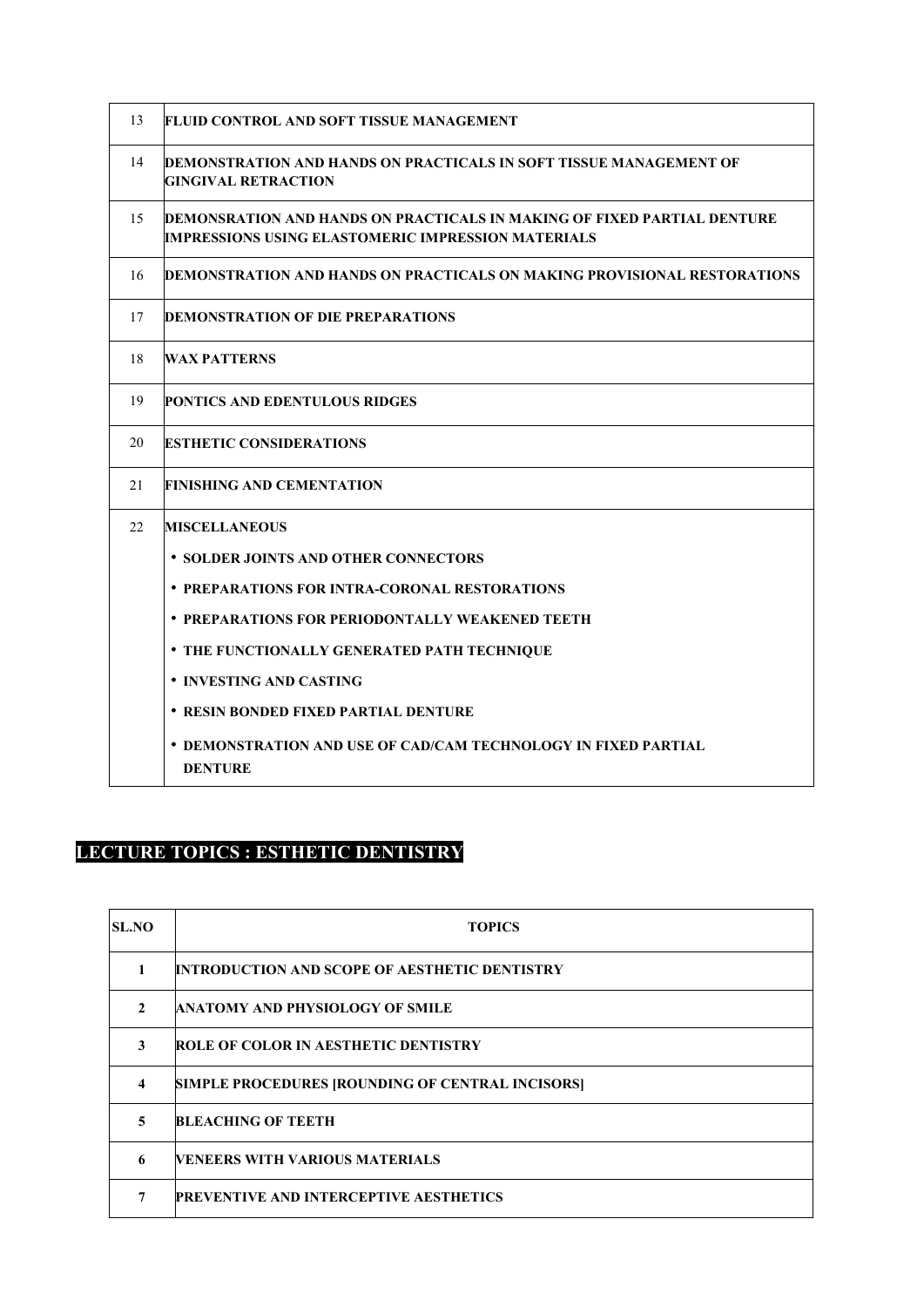| | |
|---|---|
| 13 | **FLUID CONTROL AND SOFT TISSUE MANAGEMENT** |
| 14 | **DEMONSTRATION AND HANDS ON PRACTICALS IN SOFT TISSUE MANAGEMENT OF GINGIVAL RETRACTION** |
| 15 | **DEMONSRATION AND HANDS ON PRACTICALS IN MAKING OF FIXED PARTIAL DENTURE IMPRESSIONS USING ELASTOMERIC IMPRESSION MATERIALS** |
| 16 | **DEMONSTRATION AND HANDS ON PRACTICALS ON MAKING PROVISIONAL RESTORATIONS** |
| 17 | **DEMONSTRATION OF DIE PREPARATIONS** |
| 18 | **WAX PATTERNS** |
| 19 | **PONTICS AND EDENTULOUS RIDGES** |
| 20 | **ESTHETIC CONSIDERATIONS** |
| 21 | **FINISHING AND CEMENTATION** |
| 22 | **MISCELLANEOUS**<br>• **SOLDER JOINTS AND OTHER CONNECTORS**<br>• **PREPARATIONS FOR INTRA-CORONAL RESTORATIONS**<br>• **PREPARATIONS FOR PERIODONTALLY WEAKENED TEETH**<br>• **THE FUNCTIONALLY GENERATED PATH TECHNIQUE**<br>• **INVESTING AND CASTING**<br>• **RESIN BONDED FIXED PARTIAL DENTURE**<br>• **DEMONSTRATION AND USE OF CAD/CAM TECHNOLOGY IN FIXED PARTIAL DENTURE** |

## LECTURE TOPICS : ESTHETIC DENTISTRY

| SL.NO | TOPICS |
|---|---|
| 1 | INTRODUCTION AND SCOPE OF AESTHETIC DENTISTRY |
| 2 | ANATOMY AND PHYSIOLOGY OF SMILE |
| 3 | ROLE OF COLOR IN AESTHETIC DENTISTRY |
| 4 | SIMPLE PROCEDURES [ROUNDING OF CENTRAL INCISORS] |
| 5 | BLEACHING OF TEETH |
| 6 | VENEERS WITH VARIOUS MATERIALS |
| 7 | PREVENTIVE AND INTERCEPTIVE AESTHETICS |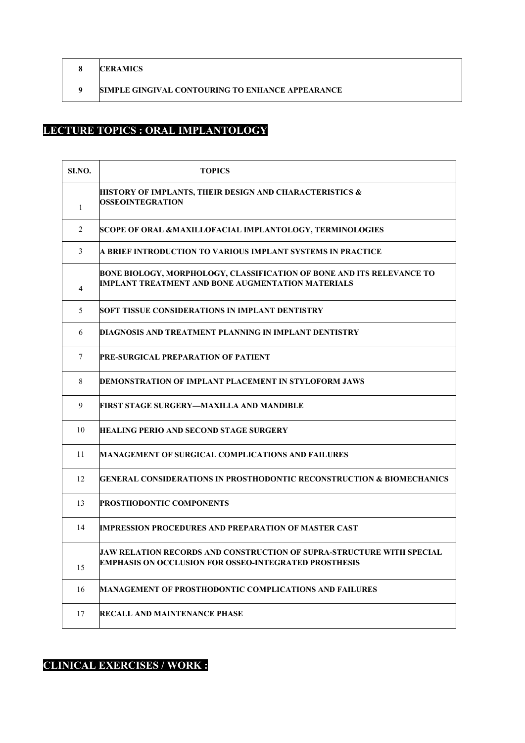| 8 | **CERAMICS** |
|---|---|
| 9 | **SIMPLE GINGIVAL CONTOURING TO ENHANCE APPEARANCE** |

## LECTURE TOPICS : ORAL IMPLANTOLOGY

| SI.NO. | TOPICS |
|---|---|
| 1 | HISTORY OF IMPLANTS, THEIR DESIGN AND CHARACTERISTICS & OSSEOINTEGRATION |
| 2 | SCOPE OF ORAL &MAXILLOFACIAL IMPLANTOLOGY, TERMINOLOGIES |
| 3 | A BRIEF INTRODUCTION TO VARIOUS IMPLANT SYSTEMS IN PRACTICE |
| 4 | BONE BIOLOGY, MORPHOLOGY, CLASSIFICATION OF BONE AND ITS RELEVANCE TO IMPLANT TREATMENT AND BONE AUGMENTATION MATERIALS |
| 5 | SOFT TISSUE CONSIDERATIONS IN IMPLANT DENTISTRY |
| 6 | DIAGNOSIS AND TREATMENT PLANNING IN IMPLANT DENTISTRY |
| 7 | PRE-SURGICAL PREPARATION OF PATIENT |
| 8 | DEMONSTRATION OF IMPLANT PLACEMENT IN STYLOFORM JAWS |
| 9 | FIRST STAGE SURGERY—MAXILLA AND MANDIBLE |
| 10 | HEALING PERIO AND SECOND STAGE SURGERY |
| 11 | MANAGEMENT OF SURGICAL COMPLICATIONS AND FAILURES |
| 12 | GENERAL CONSIDERATIONS IN PROSTHODONTIC RECONSTRUCTION & BIOMECHANICS |
| 13 | PROSTHODONTIC COMPONENTS |
| 14 | IMPRESSION PROCEDURES AND PREPARATION OF MASTER CAST |
| 15 | JAW RELATION RECORDS AND CONSTRUCTION OF SUPRA-STRUCTURE WITH SPECIAL EMPHASIS ON OCCLUSION FOR OSSEO-INTEGRATED PROSTHESIS |
| 16 | MANAGEMENT OF PROSTHODONTIC COMPLICATIONS AND FAILURES |
| 17 | RECALL AND MAINTENANCE PHASE |

## CLINICAL EXERCISES / WORK :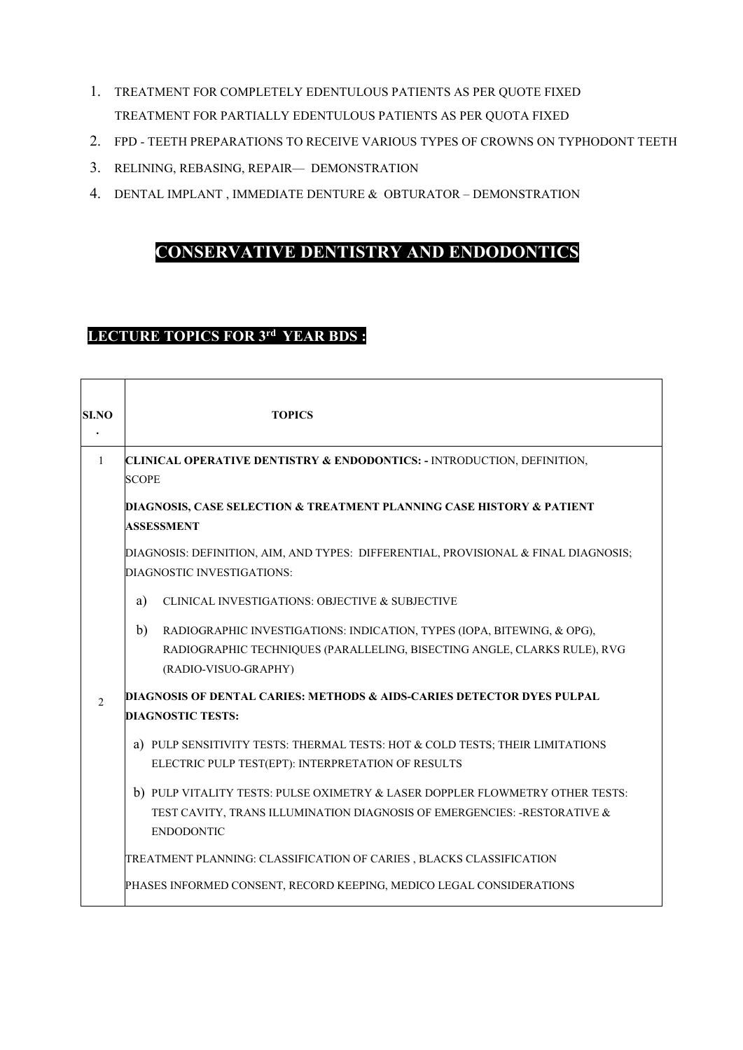1. TREATMENT FOR COMPLETELY EDENTULOUS PATIENTS AS PER QUOTE FIXED
   TREATMENT FOR PARTIALLY EDENTULOUS PATIENTS AS PER QUOTA FIXED
2. FPD - TEETH PREPARATIONS TO RECEIVE VARIOUS TYPES OF CROWNS ON TYPHODONT TEETH
3. RELINING, REBASING, REPAIR— DEMONSTRATION
4. DENTAL IMPLANT , IMMEDIATE DENTURE & OBTURATOR – DEMONSTRATION

# CONSERVATIVE DENTISTRY AND ENDODONTICS

## LECTURE TOPICS FOR 3rd YEAR BDS :

| SI.NO. | TOPICS |
|---|---|
| 1 | **CLINICAL OPERATIVE DENTISTRY & ENDODONTICS: -** INTRODUCTION, DEFINITION, SCOPE<br><br>**DIAGNOSIS, CASE SELECTION & TREATMENT PLANNING CASE HISTORY & PATIENT ASSESSMENT**<br><br>DIAGNOSIS: DEFINITION, AIM, AND TYPES: DIFFERENTIAL, PROVISIONAL & FINAL DIAGNOSIS; DIAGNOSTIC INVESTIGATIONS:<br>a) CLINICAL INVESTIGATIONS: OBJECTIVE & SUBJECTIVE<br>b) RADIOGRAPHIC INVESTIGATIONS: INDICATION, TYPES (IOPA, BITEWING, & OPG), RADIOGRAPHIC TECHNIQUES (PARALLELING, BISECTING ANGLE, CLARKS RULE), RVG (RADIO-VISUO-GRAPHY) |
| 2 | **DIAGNOSIS OF DENTAL CARIES: METHODS & AIDS-CARIES DETECTOR DYES PULPAL DIAGNOSTIC TESTS:**<br>a) PULP SENSITIVITY TESTS: THERMAL TESTS: HOT & COLD TESTS; THEIR LIMITATIONS ELECTRIC PULP TEST(EPT): INTERPRETATION OF RESULTS<br>b) PULP VITALITY TESTS: PULSE OXIMETRY & LASER DOPPLER FLOWMETRY OTHER TESTS: TEST CAVITY, TRANS ILLUMINATION DIAGNOSIS OF EMERGENCIES: -RESTORATIVE & ENDODONTIC<br><br>TREATMENT PLANNING: CLASSIFICATION OF CARIES , BLACKS CLASSIFICATION<br><br>PHASES INFORMED CONSENT, RECORD KEEPING, MEDICO LEGAL CONSIDERATIONS |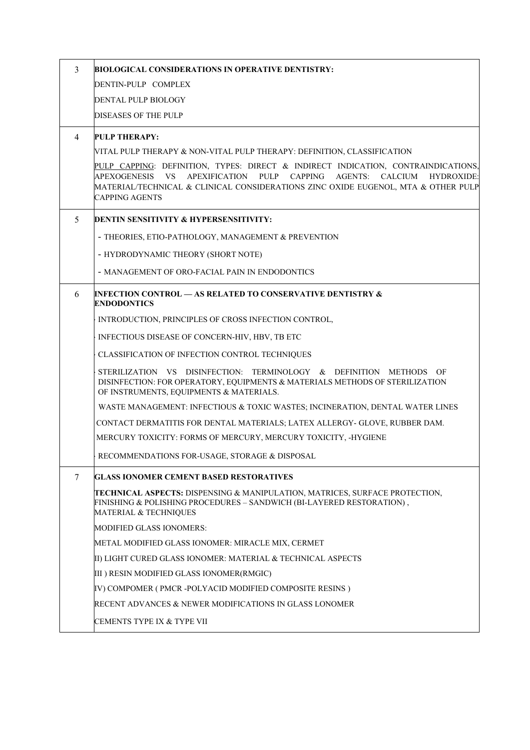| | |
|---|---|
| 3 | **BIOLOGICAL CONSIDERATIONS IN OPERATIVE DENTISTRY:**<br>DENTIN-PULP COMPLEX<br>DENTAL PULP BIOLOGY<br>DISEASES OF THE PULP |
| 4 | **PULP THERAPY:**<br>VITAL PULP THERAPY & NON-VITAL PULP THERAPY: DEFINITION, CLASSIFICATION<br>PULP CAPPING: DEFINITION, TYPES: DIRECT & INDIRECT INDICATION, CONTRAINDICATIONS, APEXOGENESIS VS APEXIFICATION PULP CAPPING AGENTS: CALCIUM HYDROXIDE: MATERIAL/TECHNICAL & CLINICAL CONSIDERATIONS ZINC OXIDE EUGENOL, MTA & OTHER PULP CAPPING AGENTS |
| 5 | **DENTIN SENSITIVITY & HYPERSENSITIVITY:**<br>- THEORIES, ETIO-PATHOLOGY, MANAGEMENT & PREVENTION<br>- HYDRODYNAMIC THEORY (SHORT NOTE)<br>- MANAGEMENT OF ORO-FACIAL PAIN IN ENDODONTICS |
| 6 | **INFECTION CONTROL — AS RELATED TO CONSERVATIVE DENTISTRY & ENDODONTICS**<br>- INTRODUCTION, PRINCIPLES OF CROSS INFECTION CONTROL,<br>- INFECTIOUS DISEASE OF CONCERN-HIV, HBV, TB ETC<br>- CLASSIFICATION OF INFECTION CONTROL TECHNIQUES<br>- STERILIZATION VS DISINFECTION: TERMINOLOGY & DEFINITION METHODS OF DISINFECTION: FOR OPERATORY, EQUIPMENTS & MATERIALS METHODS OF STERILIZATION OF INSTRUMENTS, EQUIPMENTS & MATERIALS.<br>WASTE MANAGEMENT: INFECTIOUS & TOXIC WASTES; INCINERATION, DENTAL WATER LINES<br>CONTACT DERMATITIS FOR DENTAL MATERIALS; LATEX ALLERGY- GLOVE, RUBBER DAM.<br>MERCURY TOXICITY: FORMS OF MERCURY, MERCURY TOXICITY, -HYGIENE<br>- RECOMMENDATIONS FOR-USAGE, STORAGE & DISPOSAL |
| 7 | **GLASS IONOMER CEMENT BASED RESTORATIVES**<br>**TECHNICAL ASPECTS:** DISPENSING & MANIPULATION, MATRICES, SURFACE PROTECTION, FINISHING & POLISHING PROCEDURES – SANDWICH (BI-LAYERED RESTORATION) , MATERIAL & TECHNIQUES<br>MODIFIED GLASS IONOMERS:<br>METAL MODIFIED GLASS IONOMER: MIRACLE MIX, CERMET<br>II) LIGHT CURED GLASS IONOMER: MATERIAL & TECHNICAL ASPECTS<br>III ) RESIN MODIFIED GLASS IONOMER(RMGIC)<br>IV) COMPOMER ( PMCR -POLYACID MODIFIED COMPOSITE RESINS )<br>RECENT ADVANCES & NEWER MODIFICATIONS IN GLASS LONOMER<br>CEMENTS TYPE IX & TYPE VII |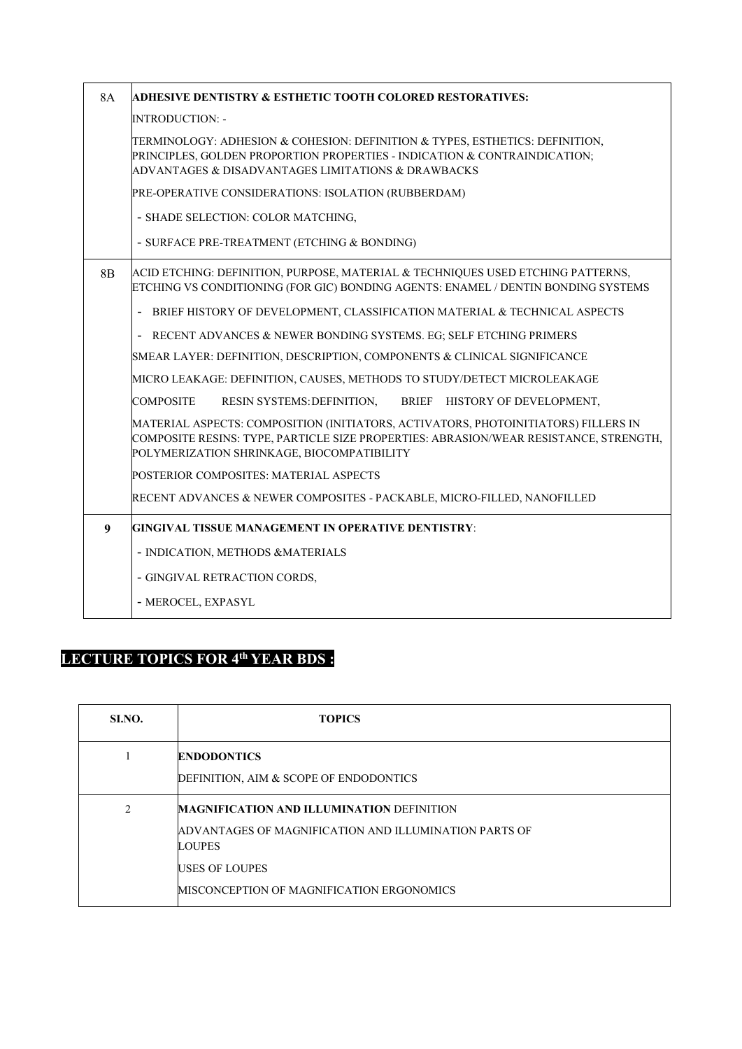| | |
|---|---|
| 8A | **ADHESIVE DENTISTRY & ESTHETIC TOOTH COLORED RESTORATIVES:**<br>INTRODUCTION: -<br>TERMINOLOGY: ADHESION & COHESION: DEFINITION & TYPES, ESTHETICS: DEFINITION, PRINCIPLES, GOLDEN PROPORTION PROPERTIES - INDICATION & CONTRAINDICATION; ADVANTAGES & DISADVANTAGES LIMITATIONS & DRAWBACKS<br>PRE-OPERATIVE CONSIDERATIONS: ISOLATION (RUBBERDAM)<br>- SHADE SELECTION: COLOR MATCHING,<br>- SURFACE PRE-TREATMENT (ETCHING & BONDING) |
| 8B | ACID ETCHING: DEFINITION, PURPOSE, MATERIAL & TECHNIQUES USED ETCHING PATTERNS, ETCHING VS CONDITIONING (FOR GIC) BONDING AGENTS: ENAMEL / DENTIN BONDING SYSTEMS<br>- BRIEF HISTORY OF DEVELOPMENT, CLASSIFICATION MATERIAL & TECHNICAL ASPECTS<br>- RECENT ADVANCES & NEWER BONDING SYSTEMS. EG; SELF ETCHING PRIMERS<br>SMEAR LAYER: DEFINITION, DESCRIPTION, COMPONENTS & CLINICAL SIGNIFICANCE<br>MICRO LEAKAGE: DEFINITION, CAUSES, METHODS TO STUDY/DETECT MICROLEAKAGE<br>COMPOSITE RESIN SYSTEMS: DEFINITION, BRIEF HISTORY OF DEVELOPMENT,<br>MATERIAL ASPECTS: COMPOSITION (INITIATORS, ACTIVATORS, PHOTOINITIATORS) FILLERS IN COMPOSITE RESINS: TYPE, PARTICLE SIZE PROPERTIES: ABRASION/WEAR RESISTANCE, STRENGTH, POLYMERIZATION SHRINKAGE, BIOCOMPATIBILITY<br>POSTERIOR COMPOSITES: MATERIAL ASPECTS<br>RECENT ADVANCES & NEWER COMPOSITES - PACKABLE, MICRO-FILLED, NANOFILLED |
| **9** | **GINGIVAL TISSUE MANAGEMENT IN OPERATIVE DENTISTRY**:<br>- INDICATION, METHODS &MATERIALS<br>- GINGIVAL RETRACTION CORDS,<br>- MEROCEL, EXPASYL |

## LECTURE TOPICS FOR 4th YEAR BDS :

| SI.NO. | TOPICS |
|---|---|
| 1 | **ENDODONTICS**<br>DEFINITION, AIM & SCOPE OF ENDODONTICS |
| 2 | **MAGNIFICATION AND ILLUMINATION** DEFINITION<br>ADVANTAGES OF MAGNIFICATION AND ILLUMINATION PARTS OF LOUPES<br>USES OF LOUPES<br>MISCONCEPTION OF MAGNIFICATION ERGONOMICS |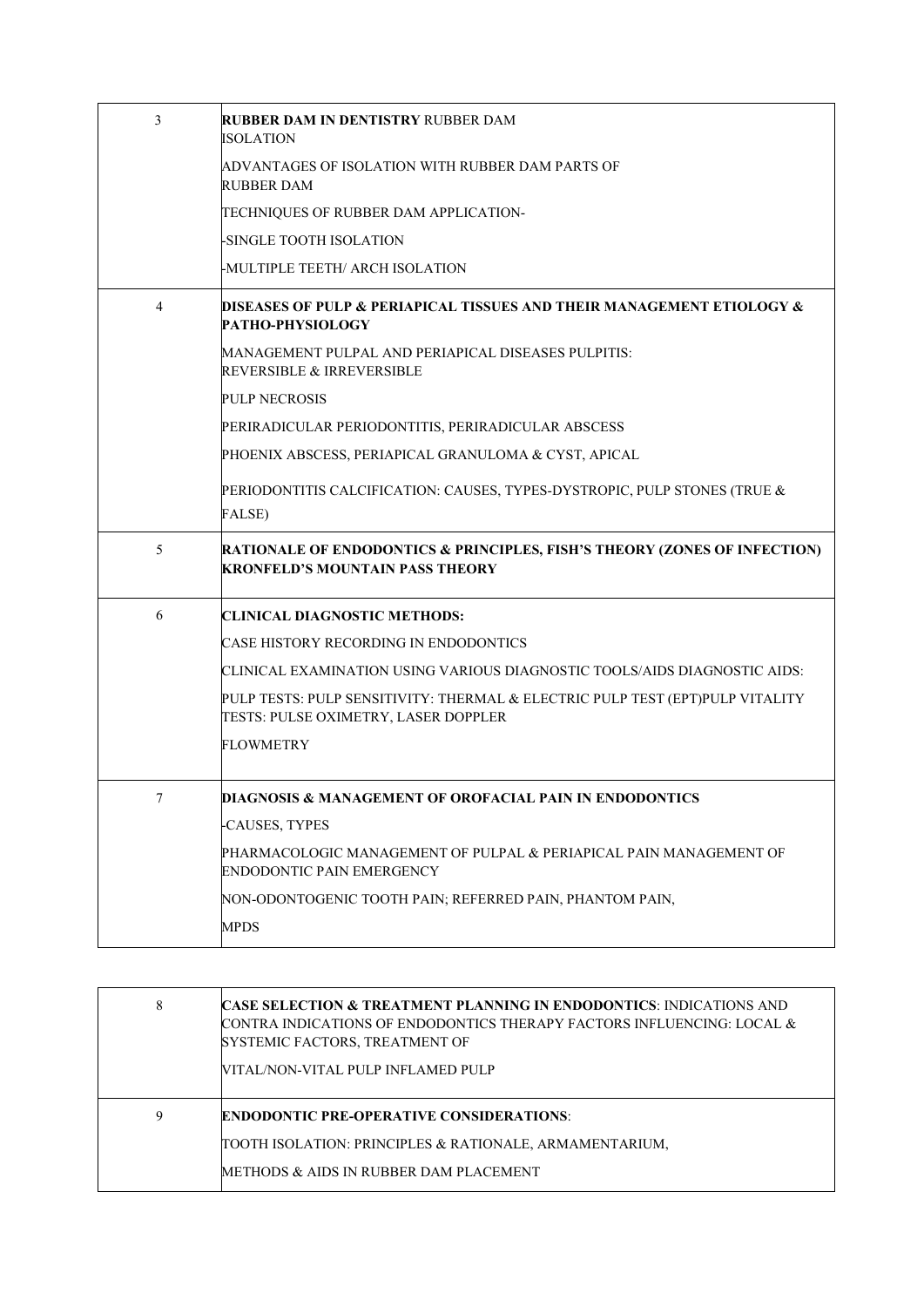| | |
|---|---|
| 3 | **RUBBER DAM IN DENTISTRY** RUBBER DAM ISOLATION<br>ADVANTAGES OF ISOLATION WITH RUBBER DAM PARTS OF RUBBER DAM<br>TECHNIQUES OF RUBBER DAM APPLICATION-<br>-SINGLE TOOTH ISOLATION<br>-MULTIPLE TEETH/ ARCH ISOLATION |
| 4 | **DISEASES OF PULP & PERIAPICAL TISSUES AND THEIR MANAGEMENT ETIOLOGY & PATHO-PHYSIOLOGY**<br>MANAGEMENT PULPAL AND PERIAPICAL DISEASES PULPITIS: REVERSIBLE & IRREVERSIBLE<br>PULP NECROSIS<br>PERIRADICULAR PERIODONTITIS, PERIRADICULAR ABSCESS<br>PHOENIX ABSCESS, PERIAPICAL GRANULOMA & CYST, APICAL<br>PERIODONTITIS CALCIFICATION: CAUSES, TYPES-DYSTROPIC, PULP STONES (TRUE & FALSE) |
| 5 | **RATIONALE OF ENDODONTICS & PRINCIPLES, FISH'S THEORY (ZONES OF INFECTION) KRONFELD'S MOUNTAIN PASS THEORY** |
| 6 | **CLINICAL DIAGNOSTIC METHODS:**<br>CASE HISTORY RECORDING IN ENDODONTICS<br>CLINICAL EXAMINATION USING VARIOUS DIAGNOSTIC TOOLS/AIDS DIAGNOSTIC AIDS:<br>PULP TESTS: PULP SENSITIVITY: THERMAL & ELECTRIC PULP TEST (EPT)PULP VITALITY TESTS: PULSE OXIMETRY, LASER DOPPLER<br>FLOWMETRY |
| 7 | **DIAGNOSIS & MANAGEMENT OF OROFACIAL PAIN IN ENDODONTICS**<br>-CAUSES, TYPES<br>PHARMACOLOGIC MANAGEMENT OF PULPAL & PERIAPICAL PAIN MANAGEMENT OF ENDODONTIC PAIN EMERGENCY<br>NON-ODONTOGENIC TOOTH PAIN; REFERRED PAIN, PHANTOM PAIN,<br>MPDS |
| 8 | **CASE SELECTION & TREATMENT PLANNING IN ENDODONTICS**: INDICATIONS AND CONTRA INDICATIONS OF ENDODONTICS THERAPY FACTORS INFLUENCING: LOCAL & SYSTEMIC FACTORS, TREATMENT OF<br>VITAL/NON-VITAL PULP INFLAMED PULP |
| 9 | **ENDODONTIC PRE-OPERATIVE CONSIDERATIONS**:<br>TOOTH ISOLATION: PRINCIPLES & RATIONALE, ARMAMENTARIUM,<br>METHODS & AIDS IN RUBBER DAM PLACEMENT |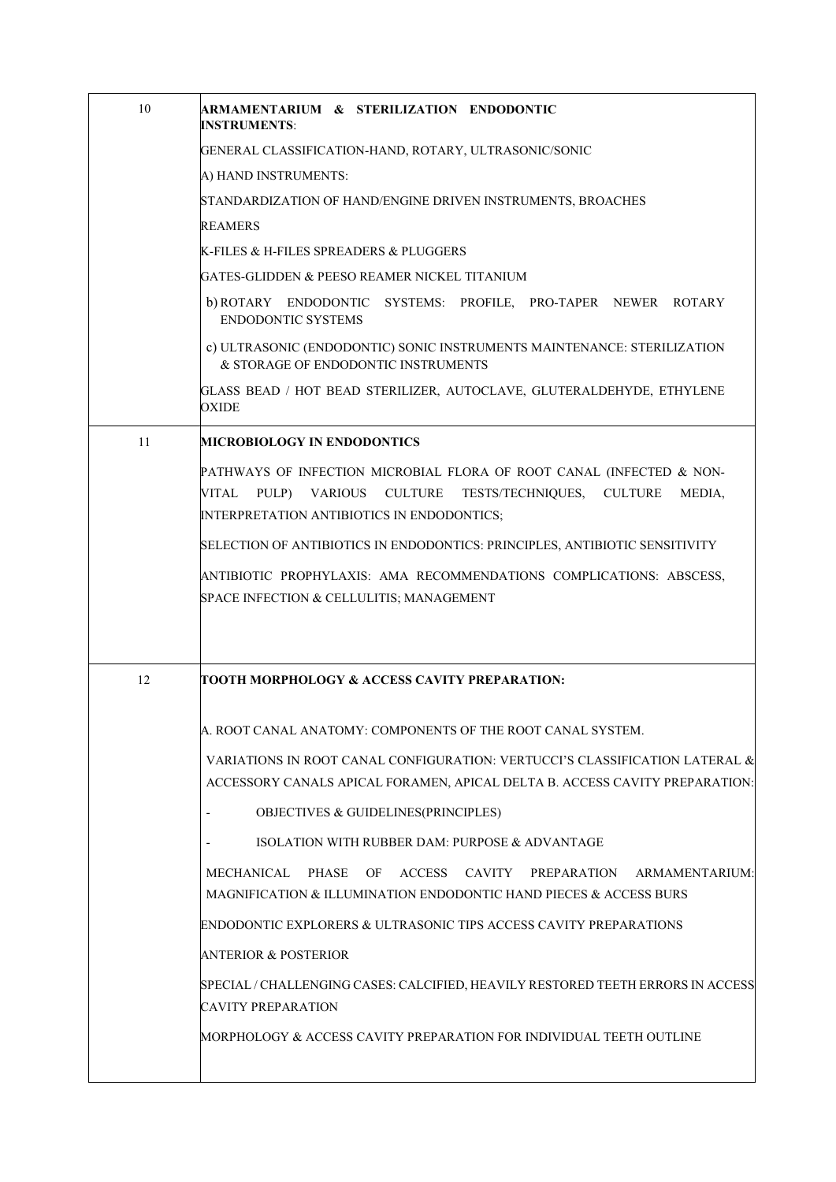| | |
|---|---|
| 10 | **ARMAMENTARIUM & STERILIZATION ENDODONTIC INSTRUMENTS**:<br>GENERAL CLASSIFICATION-HAND, ROTARY, ULTRASONIC/SONIC<br>A) HAND INSTRUMENTS:<br>STANDARDIZATION OF HAND/ENGINE DRIVEN INSTRUMENTS, BROACHES<br>REAMERS<br>K-FILES & H-FILES SPREADERS & PLUGGERS<br>GATES-GLIDDEN & PEESO REAMER NICKEL TITANIUM<br>b) ROTARY ENDODONTIC SYSTEMS: PROFILE, PRO-TAPER NEWER ROTARY ENDODONTIC SYSTEMS<br>c) ULTRASONIC (ENDODONTIC) SONIC INSTRUMENTS MAINTENANCE: STERILIZATION & STORAGE OF ENDODONTIC INSTRUMENTS<br>GLASS BEAD / HOT BEAD STERILIZER, AUTOCLAVE, GLUTERALDEHYDE, ETHYLENE OXIDE |
| 11 | **MICROBIOLOGY IN ENDODONTICS**<br>PATHWAYS OF INFECTION MICROBIAL FLORA OF ROOT CANAL (INFECTED & NON-VITAL PULP) VARIOUS CULTURE TESTS/TECHNIQUES, CULTURE MEDIA, INTERPRETATION ANTIBIOTICS IN ENDODONTICS;<br>SELECTION OF ANTIBIOTICS IN ENDODONTICS: PRINCIPLES, ANTIBIOTIC SENSITIVITY<br>ANTIBIOTIC PROPHYLAXIS: AMA RECOMMENDATIONS COMPLICATIONS: ABSCESS, SPACE INFECTION & CELLULITIS; MANAGEMENT |
| 12 | **TOOTH MORPHOLOGY & ACCESS CAVITY PREPARATION:**<br>A. ROOT CANAL ANATOMY: COMPONENTS OF THE ROOT CANAL SYSTEM.<br>VARIATIONS IN ROOT CANAL CONFIGURATION: VERTUCCI'S CLASSIFICATION LATERAL & ACCESSORY CANALS APICAL FORAMEN, APICAL DELTA B. ACCESS CAVITY PREPARATION:<br>- OBJECTIVES & GUIDELINES(PRINCIPLES)<br>- ISOLATION WITH RUBBER DAM: PURPOSE & ADVANTAGE<br>MECHANICAL PHASE OF ACCESS CAVITY PREPARATION ARMAMENTARIUM: MAGNIFICATION & ILLUMINATION ENDODONTIC HAND PIECES & ACCESS BURS<br>ENDODONTIC EXPLORERS & ULTRASONIC TIPS ACCESS CAVITY PREPARATIONS<br>ANTERIOR & POSTERIOR<br>SPECIAL / CHALLENGING CASES: CALCIFIED, HEAVILY RESTORED TEETH ERRORS IN ACCESS CAVITY PREPARATION<br>MORPHOLOGY & ACCESS CAVITY PREPARATION FOR INDIVIDUAL TEETH OUTLINE |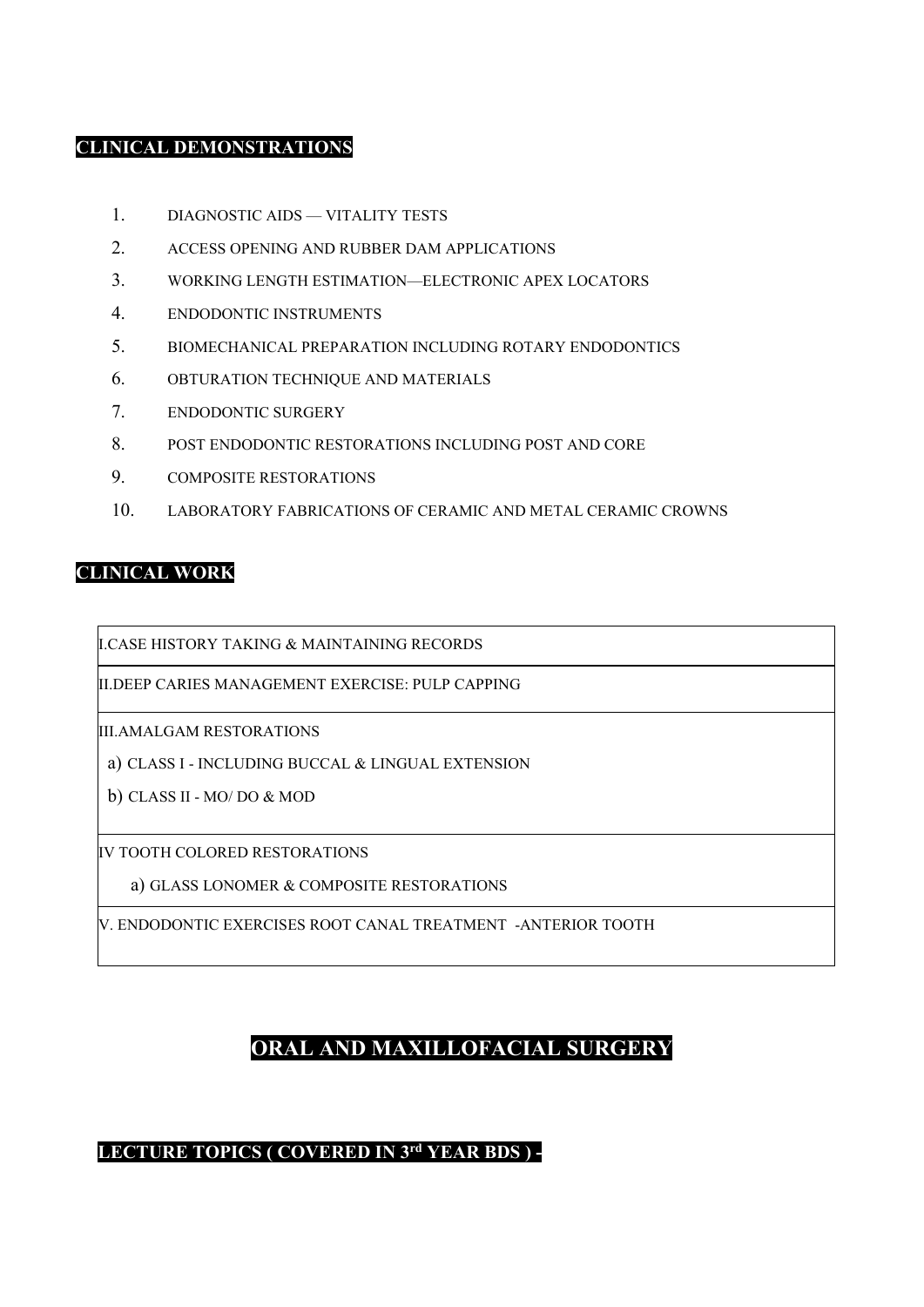## CLINICAL DEMONSTRATIONS

1. DIAGNOSTIC AIDS — VITALITY TESTS
2. ACCESS OPENING AND RUBBER DAM APPLICATIONS
3. WORKING LENGTH ESTIMATION—ELECTRONIC APEX LOCATORS
4. ENDODONTIC INSTRUMENTS
5. BIOMECHANICAL PREPARATION INCLUDING ROTARY ENDODONTICS
6. OBTURATION TECHNIQUE AND MATERIALS
7. ENDODONTIC SURGERY
8. POST ENDODONTIC RESTORATIONS INCLUDING POST AND CORE
9. COMPOSITE RESTORATIONS
10. LABORATORY FABRICATIONS OF CERAMIC AND METAL CERAMIC CROWNS

## CLINICAL WORK

| |
|---|
| I.CASE HISTORY TAKING & MAINTAINING RECORDS |
| II.DEEP CARIES MANAGEMENT EXERCISE: PULP CAPPING |
| III.AMALGAM RESTORATIONS<br>a) CLASS I - INCLUDING BUCCAL & LINGUAL EXTENSION<br>b) CLASS II - MO/ DO & MOD |
| IV TOOTH COLORED RESTORATIONS<br>a) GLASS LONOMER & COMPOSITE RESTORATIONS |
| V. ENDODONTIC EXERCISES ROOT CANAL TREATMENT -ANTERIOR TOOTH |

# ORAL AND MAXILLOFACIAL SURGERY

## LECTURE TOPICS ( COVERED IN 3rd YEAR BDS ) -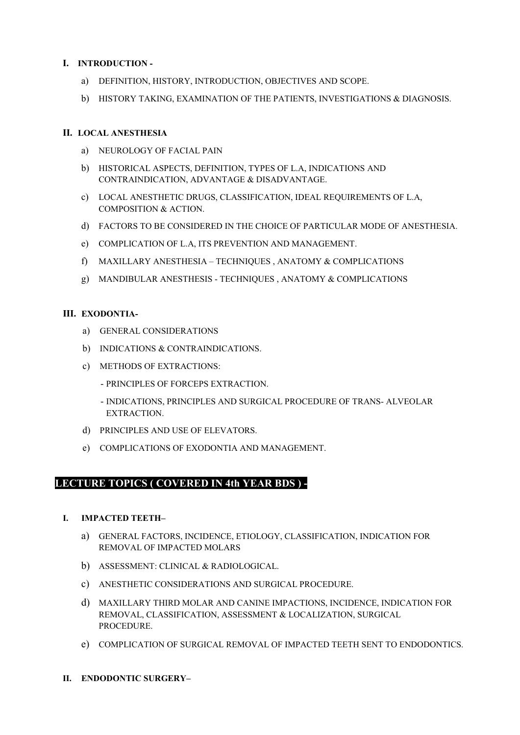## I. INTRODUCTION -

a) DEFINITION, HISTORY, INTRODUCTION, OBJECTIVES AND SCOPE.

b) HISTORY TAKING, EXAMINATION OF THE PATIENTS, INVESTIGATIONS & DIAGNOSIS.

## II. LOCAL ANESTHESIA

a) NEUROLOGY OF FACIAL PAIN

b) HISTORICAL ASPECTS, DEFINITION, TYPES OF L.A, INDICATIONS AND CONTRAINDICATION, ADVANTAGE & DISADVANTAGE.

c) LOCAL ANESTHETIC DRUGS, CLASSIFICATION, IDEAL REQUIREMENTS OF L.A, COMPOSITION & ACTION.

d) FACTORS TO BE CONSIDERED IN THE CHOICE OF PARTICULAR MODE OF ANESTHESIA.

e) COMPLICATION OF L.A, ITS PREVENTION AND MANAGEMENT.

f) MAXILLARY ANESTHESIA – TECHNIQUES , ANATOMY & COMPLICATIONS

g) MANDIBULAR ANESTHESIS - TECHNIQUES , ANATOMY & COMPLICATIONS

## III. EXODONTIA-

a) GENERAL CONSIDERATIONS

b) INDICATIONS & CONTRAINDICATIONS.

c) METHODS OF EXTRACTIONS:

- PRINCIPLES OF FORCEPS EXTRACTION.
- INDICATIONS, PRINCIPLES AND SURGICAL PROCEDURE OF TRANS- ALVEOLAR EXTRACTION.

d) PRINCIPLES AND USE OF ELEVATORS.

e) COMPLICATIONS OF EXODONTIA AND MANAGEMENT.

# LECTURE TOPICS ( COVERED IN 4th YEAR BDS ) -

## I. IMPACTED TEETH–

a) GENERAL FACTORS, INCIDENCE, ETIOLOGY, CLASSIFICATION, INDICATION FOR REMOVAL OF IMPACTED MOLARS

b) ASSESSMENT: CLINICAL & RADIOLOGICAL.

c) ANESTHETIC CONSIDERATIONS AND SURGICAL PROCEDURE.

d) MAXILLARY THIRD MOLAR AND CANINE IMPACTIONS, INCIDENCE, INDICATION FOR REMOVAL, CLASSIFICATION, ASSESSMENT & LOCALIZATION, SURGICAL PROCEDURE.

e) COMPLICATION OF SURGICAL REMOVAL OF IMPACTED TEETH SENT TO ENDODONTICS.

## II. ENDODONTIC SURGERY–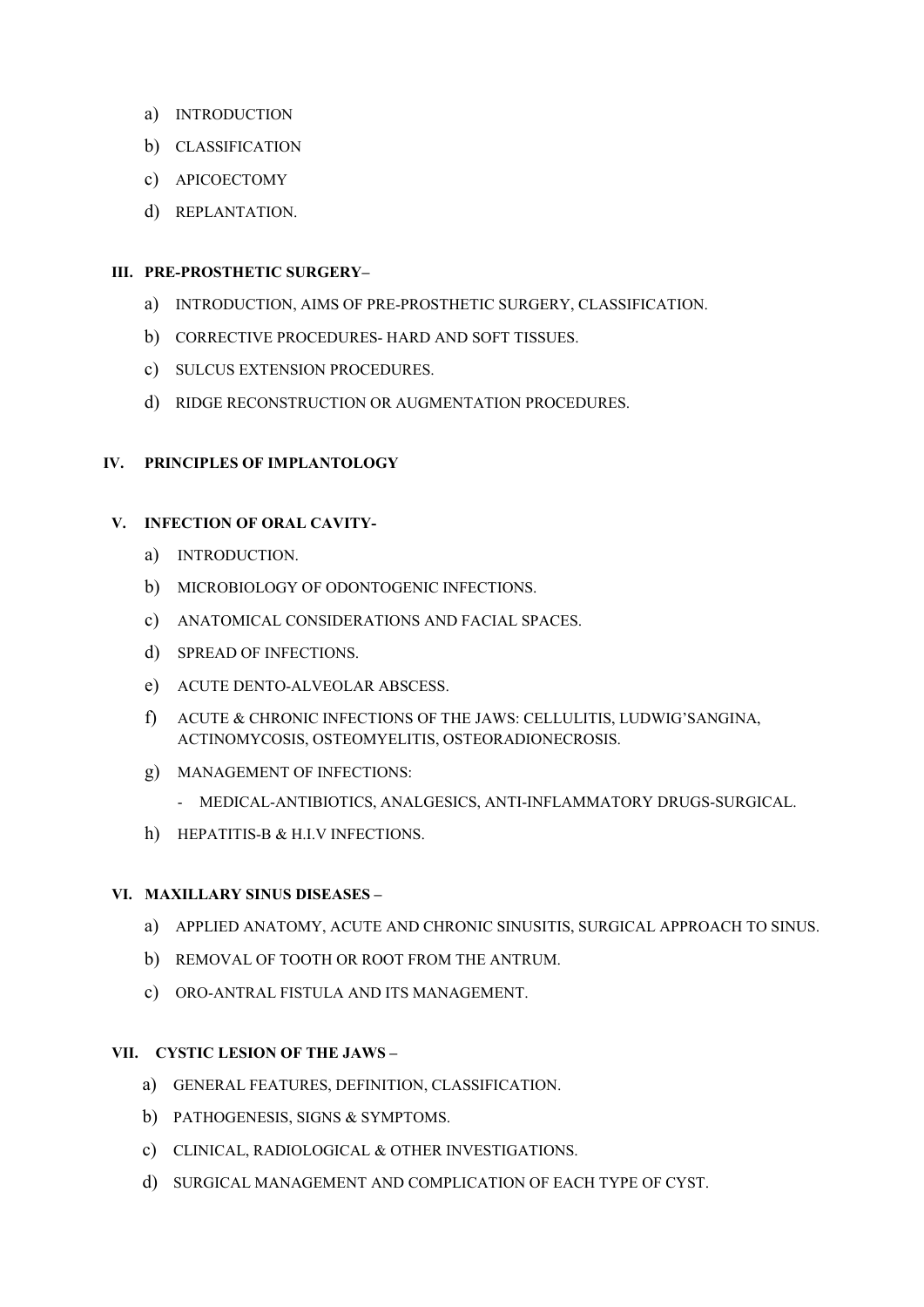a) INTRODUCTION
b) CLASSIFICATION
c) APICOECTOMY
d) REPLANTATION.

**III. PRE-PROSTHETIC SURGERY–**

a) INTRODUCTION, AIMS OF PRE-PROSTHETIC SURGERY, CLASSIFICATION.
b) CORRECTIVE PROCEDURES- HARD AND SOFT TISSUES.
c) SULCUS EXTENSION PROCEDURES.
d) RIDGE RECONSTRUCTION OR AUGMENTATION PROCEDURES.

**IV. PRINCIPLES OF IMPLANTOLOGY**

**V. INFECTION OF ORAL CAVITY-**

a) INTRODUCTION.
b) MICROBIOLOGY OF ODONTOGENIC INFECTIONS.
c) ANATOMICAL CONSIDERATIONS AND FACIAL SPACES.
d) SPREAD OF INFECTIONS.
e) ACUTE DENTO-ALVEOLAR ABSCESS.
f) ACUTE & CHRONIC INFECTIONS OF THE JAWS: CELLULITIS, LUDWIG'SANGINA, ACTINOMYCOSIS, OSTEOMYELITIS, OSTEORADIONECROSIS.
g) MANAGEMENT OF INFECTIONS:
   - MEDICAL-ANTIBIOTICS, ANALGESICS, ANTI-INFLAMMATORY DRUGS-SURGICAL.
h) HEPATITIS-B & H.I.V INFECTIONS.

**VI. MAXILLARY SINUS DISEASES –**

a) APPLIED ANATOMY, ACUTE AND CHRONIC SINUSITIS, SURGICAL APPROACH TO SINUS.
b) REMOVAL OF TOOTH OR ROOT FROM THE ANTRUM.
c) ORO-ANTRAL FISTULA AND ITS MANAGEMENT.

**VII. CYSTIC LESION OF THE JAWS –**

a) GENERAL FEATURES, DEFINITION, CLASSIFICATION.
b) PATHOGENESIS, SIGNS & SYMPTOMS.
c) CLINICAL, RADIOLOGICAL & OTHER INVESTIGATIONS.
d) SURGICAL MANAGEMENT AND COMPLICATION OF EACH TYPE OF CYST.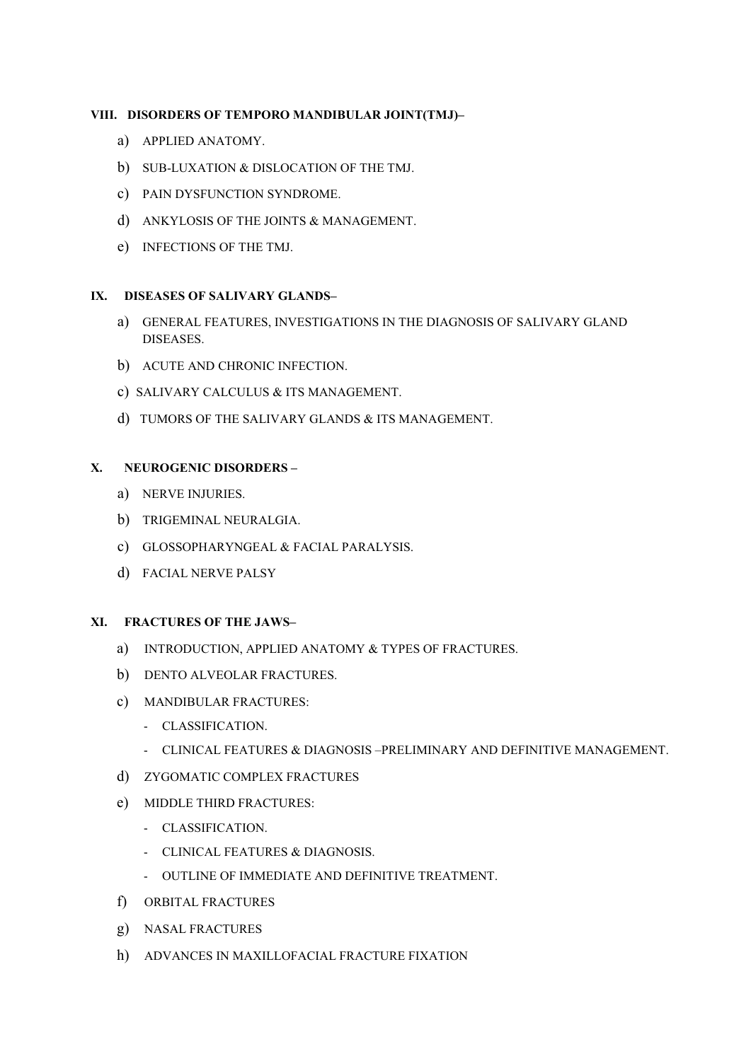### VIII. DISORDERS OF TEMPORO MANDIBULAR JOINT(TMJ)–

a) APPLIED ANATOMY.

b) SUB-LUXATION & DISLOCATION OF THE TMJ.

c) PAIN DYSFUNCTION SYNDROME.

d) ANKYLOSIS OF THE JOINTS & MANAGEMENT.

e) INFECTIONS OF THE TMJ.

### IX. DISEASES OF SALIVARY GLANDS–

a) GENERAL FEATURES, INVESTIGATIONS IN THE DIAGNOSIS OF SALIVARY GLAND DISEASES.

b) ACUTE AND CHRONIC INFECTION.

c) SALIVARY CALCULUS & ITS MANAGEMENT.

d) TUMORS OF THE SALIVARY GLANDS & ITS MANAGEMENT.

### X. NEUROGENIC DISORDERS –

a) NERVE INJURIES.

b) TRIGEMINAL NEURALGIA.

c) GLOSSOPHARYNGEAL & FACIAL PARALYSIS.

d) FACIAL NERVE PALSY

### XI. FRACTURES OF THE JAWS–

a) INTRODUCTION, APPLIED ANATOMY & TYPES OF FRACTURES.

b) DENTO ALVEOLAR FRACTURES.

c) MANDIBULAR FRACTURES:
   - CLASSIFICATION.
   - CLINICAL FEATURES & DIAGNOSIS –PRELIMINARY AND DEFINITIVE MANAGEMENT.

d) ZYGOMATIC COMPLEX FRACTURES

e) MIDDLE THIRD FRACTURES:
   - CLASSIFICATION.
   - CLINICAL FEATURES & DIAGNOSIS.
   - OUTLINE OF IMMEDIATE AND DEFINITIVE TREATMENT.

f) ORBITAL FRACTURES

g) NASAL FRACTURES

h) ADVANCES IN MAXILLOFACIAL FRACTURE FIXATION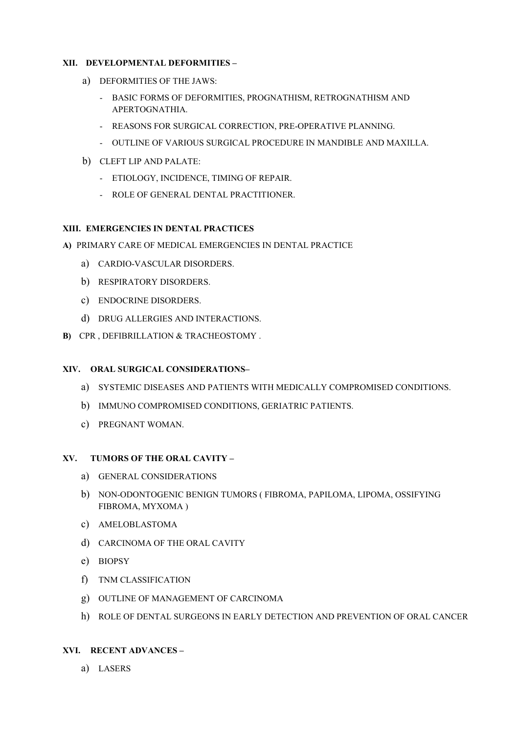### XII. DEVELOPMENTAL DEFORMITIES –

a) DEFORMITIES OF THE JAWS:

- BASIC FORMS OF DEFORMITIES, PROGNATHISM, RETROGNATHISM AND APERTOGNATHIA.
- REASONS FOR SURGICAL CORRECTION, PRE-OPERATIVE PLANNING.
- OUTLINE OF VARIOUS SURGICAL PROCEDURE IN MANDIBLE AND MAXILLA.

b) CLEFT LIP AND PALATE:

- ETIOLOGY, INCIDENCE, TIMING OF REPAIR.
- ROLE OF GENERAL DENTAL PRACTITIONER.

### XIII. EMERGENCIES IN DENTAL PRACTICES

**A)** PRIMARY CARE OF MEDICAL EMERGENCIES IN DENTAL PRACTICE

a) CARDIO-VASCULAR DISORDERS.

b) RESPIRATORY DISORDERS.

c) ENDOCRINE DISORDERS.

d) DRUG ALLERGIES AND INTERACTIONS.

**B)** CPR , DEFIBRILLATION & TRACHEOSTOMY .

### XIV. ORAL SURGICAL CONSIDERATIONS–

a) SYSTEMIC DISEASES AND PATIENTS WITH MEDICALLY COMPROMISED CONDITIONS.

b) IMMUNO COMPROMISED CONDITIONS, GERIATRIC PATIENTS.

c) PREGNANT WOMAN.

### XV. TUMORS OF THE ORAL CAVITY –

a) GENERAL CONSIDERATIONS

b) NON-ODONTOGENIC BENIGN TUMORS ( FIBROMA, PAPILOMA, LIPOMA, OSSIFYING FIBROMA, MYXOMA )

c) AMELOBLASTOMA

d) CARCINOMA OF THE ORAL CAVITY

e) BIOPSY

f) TNM CLASSIFICATION

g) OUTLINE OF MANAGEMENT OF CARCINOMA

h) ROLE OF DENTAL SURGEONS IN EARLY DETECTION AND PREVENTION OF ORAL CANCER

### XVI. RECENT ADVANCES –

a) LASERS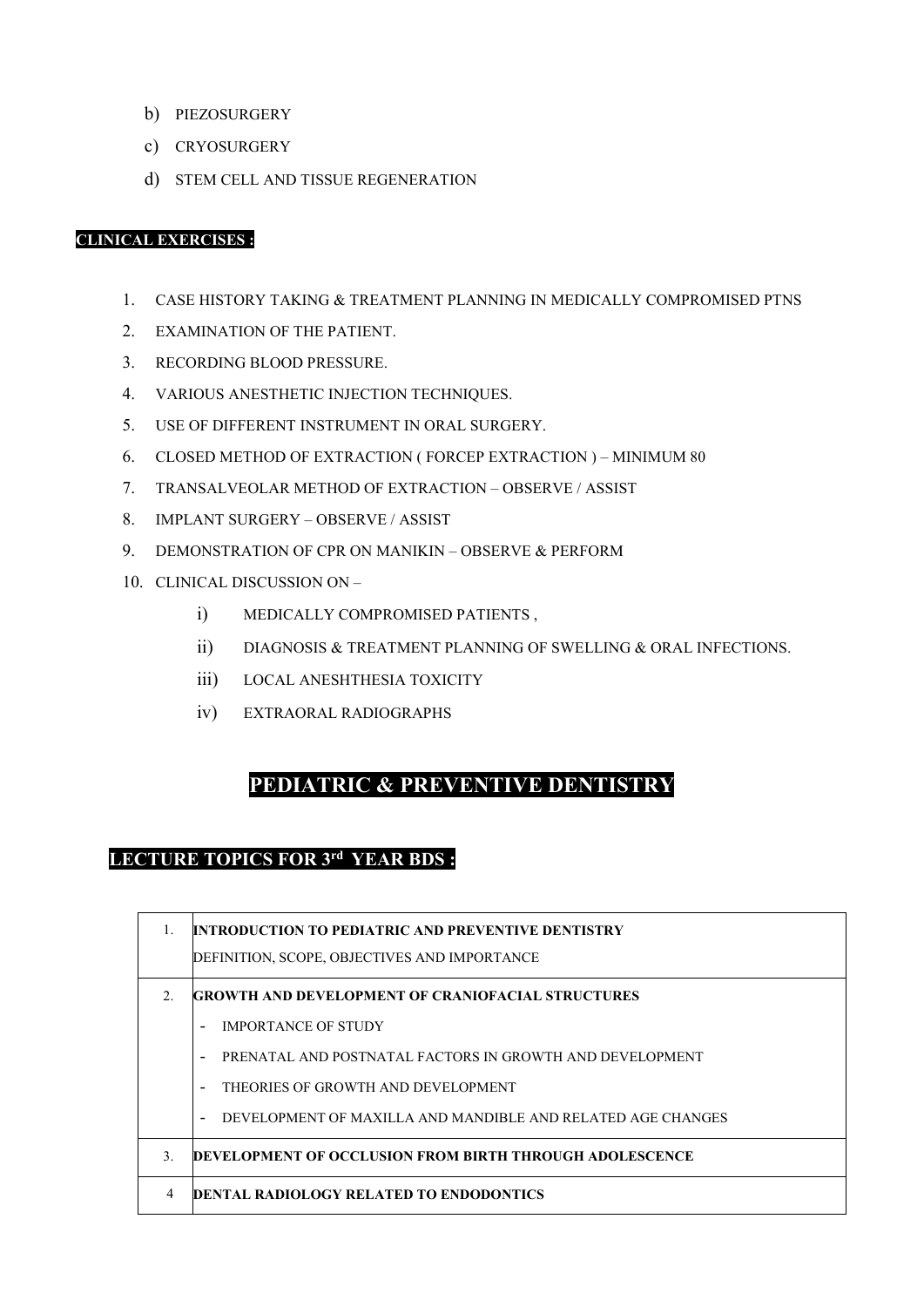b) PIEZOSURGERY
c) CRYOSURGERY
d) STEM CELL AND TISSUE REGENERATION

**CLINICAL EXERCISES :**

1. CASE HISTORY TAKING & TREATMENT PLANNING IN MEDICALLY COMPROMISED PTNS
2. EXAMINATION OF THE PATIENT.
3. RECORDING BLOOD PRESSURE.
4. VARIOUS ANESTHETIC INJECTION TECHNIQUES.
5. USE OF DIFFERENT INSTRUMENT IN ORAL SURGERY.
6. CLOSED METHOD OF EXTRACTION ( FORCEP EXTRACTION ) – MINIMUM 80
7. TRANSALVEOLAR METHOD OF EXTRACTION – OBSERVE / ASSIST
8. IMPLANT SURGERY – OBSERVE / ASSIST
9. DEMONSTRATION OF CPR ON MANIKIN – OBSERVE & PERFORM
10. CLINICAL DISCUSSION ON –
    i) MEDICALLY COMPROMISED PATIENTS ,
    ii) DIAGNOSIS & TREATMENT PLANNING OF SWELLING & ORAL INFECTIONS.
    iii) LOCAL ANESHTHESIA TOXICITY
    iv) EXTRAORAL RADIOGRAPHS

# PEDIATRIC & PREVENTIVE DENTISTRY

## LECTURE TOPICS FOR 3rd YEAR BDS :

| | |
|---|---|
| 1. | **INTRODUCTION TO PEDIATRIC AND PREVENTIVE DENTISTRY**<br>DEFINITION, SCOPE, OBJECTIVES AND IMPORTANCE |
| 2. | **GROWTH AND DEVELOPMENT OF CRANIOFACIAL STRUCTURES**<br>- IMPORTANCE OF STUDY<br>- PRENATAL AND POSTNATAL FACTORS IN GROWTH AND DEVELOPMENT<br>- THEORIES OF GROWTH AND DEVELOPMENT<br>- DEVELOPMENT OF MAXILLA AND MANDIBLE AND RELATED AGE CHANGES |
| 3. | **DEVELOPMENT OF OCCLUSION FROM BIRTH THROUGH ADOLESCENCE** |
| 4 | **DENTAL RADIOLOGY RELATED TO ENDODONTICS** |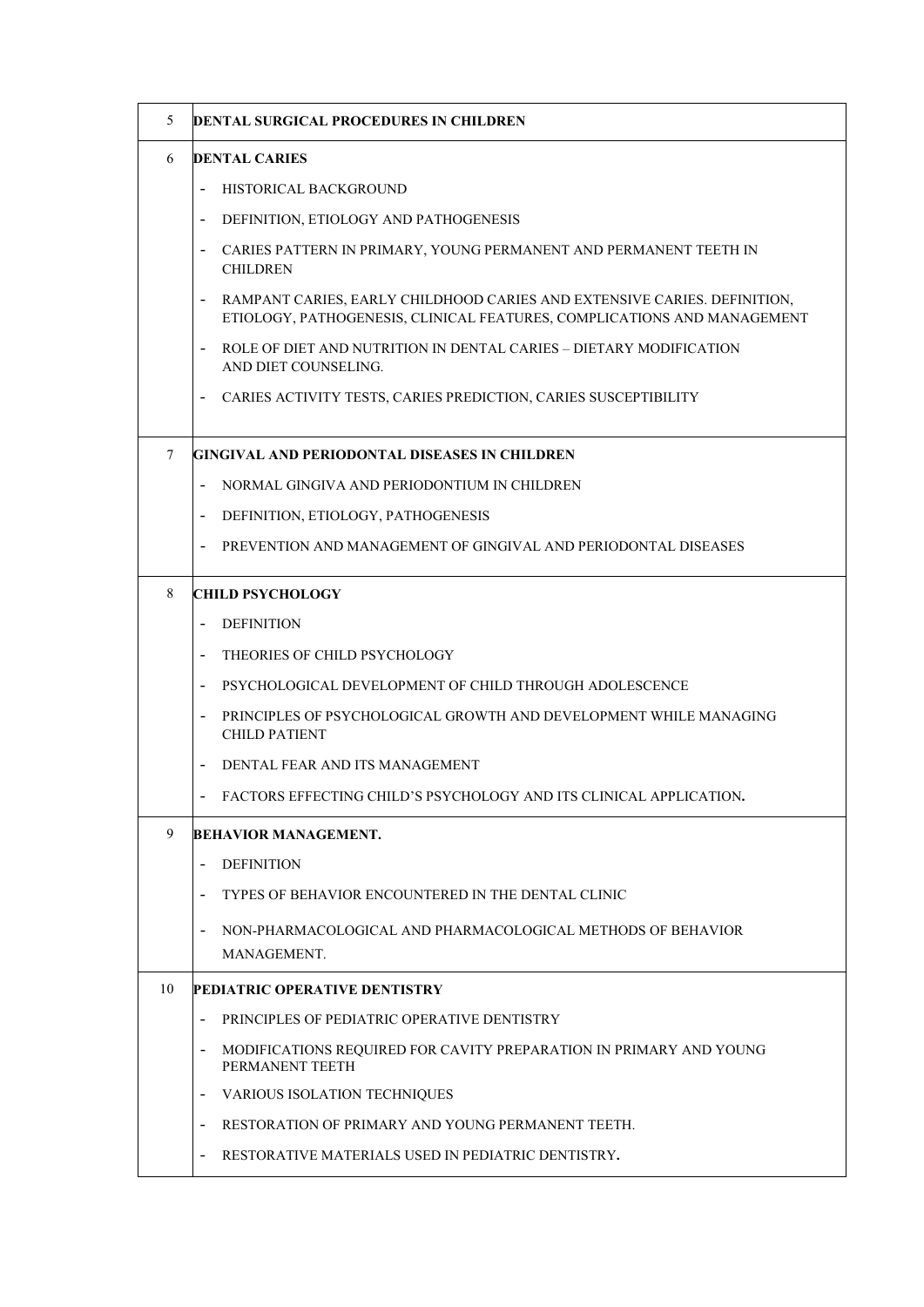| | |
|---|---|
| 5 | **DENTAL SURGICAL PROCEDURES IN CHILDREN** |
| 6 | **DENTAL CARIES** |
| | - HISTORICAL BACKGROUND |
| | - DEFINITION, ETIOLOGY AND PATHOGENESIS |
| | - CARIES PATTERN IN PRIMARY, YOUNG PERMANENT AND PERMANENT TEETH IN CHILDREN |
| | - RAMPANT CARIES, EARLY CHILDHOOD CARIES AND EXTENSIVE CARIES. DEFINITION, ETIOLOGY, PATHOGENESIS, CLINICAL FEATURES, COMPLICATIONS AND MANAGEMENT |
| | - ROLE OF DIET AND NUTRITION IN DENTAL CARIES – DIETARY MODIFICATION AND DIET COUNSELING. |
| | - CARIES ACTIVITY TESTS, CARIES PREDICTION, CARIES SUSCEPTIBILITY |
| 7 | **GINGIVAL AND PERIODONTAL DISEASES IN CHILDREN** |
| | - NORMAL GINGIVA AND PERIODONTIUM IN CHILDREN |
| | - DEFINITION, ETIOLOGY, PATHOGENESIS |
| | - PREVENTION AND MANAGEMENT OF GINGIVAL AND PERIODONTAL DISEASES |
| 8 | **CHILD PSYCHOLOGY** |
| | - DEFINITION |
| | - THEORIES OF CHILD PSYCHOLOGY |
| | - PSYCHOLOGICAL DEVELOPMENT OF CHILD THROUGH ADOLESCENCE |
| | - PRINCIPLES OF PSYCHOLOGICAL GROWTH AND DEVELOPMENT WHILE MANAGING CHILD PATIENT |
| | - DENTAL FEAR AND ITS MANAGEMENT |
| | - FACTORS EFFECTING CHILD'S PSYCHOLOGY AND ITS CLINICAL APPLICATION**.** |
| 9 | **BEHAVIOR MANAGEMENT.** |
| | - DEFINITION |
| | - TYPES OF BEHAVIOR ENCOUNTERED IN THE DENTAL CLINIC |
| | - NON-PHARMACOLOGICAL AND PHARMACOLOGICAL METHODS OF BEHAVIOR MANAGEMENT. |
| 10 | **PEDIATRIC OPERATIVE DENTISTRY** |
| | - PRINCIPLES OF PEDIATRIC OPERATIVE DENTISTRY |
| | - MODIFICATIONS REQUIRED FOR CAVITY PREPARATION IN PRIMARY AND YOUNG PERMANENT TEETH |
| | - VARIOUS ISOLATION TECHNIQUES |
| | - RESTORATION OF PRIMARY AND YOUNG PERMANENT TEETH. |
| | - RESTORATIVE MATERIALS USED IN PEDIATRIC DENTISTRY**.** |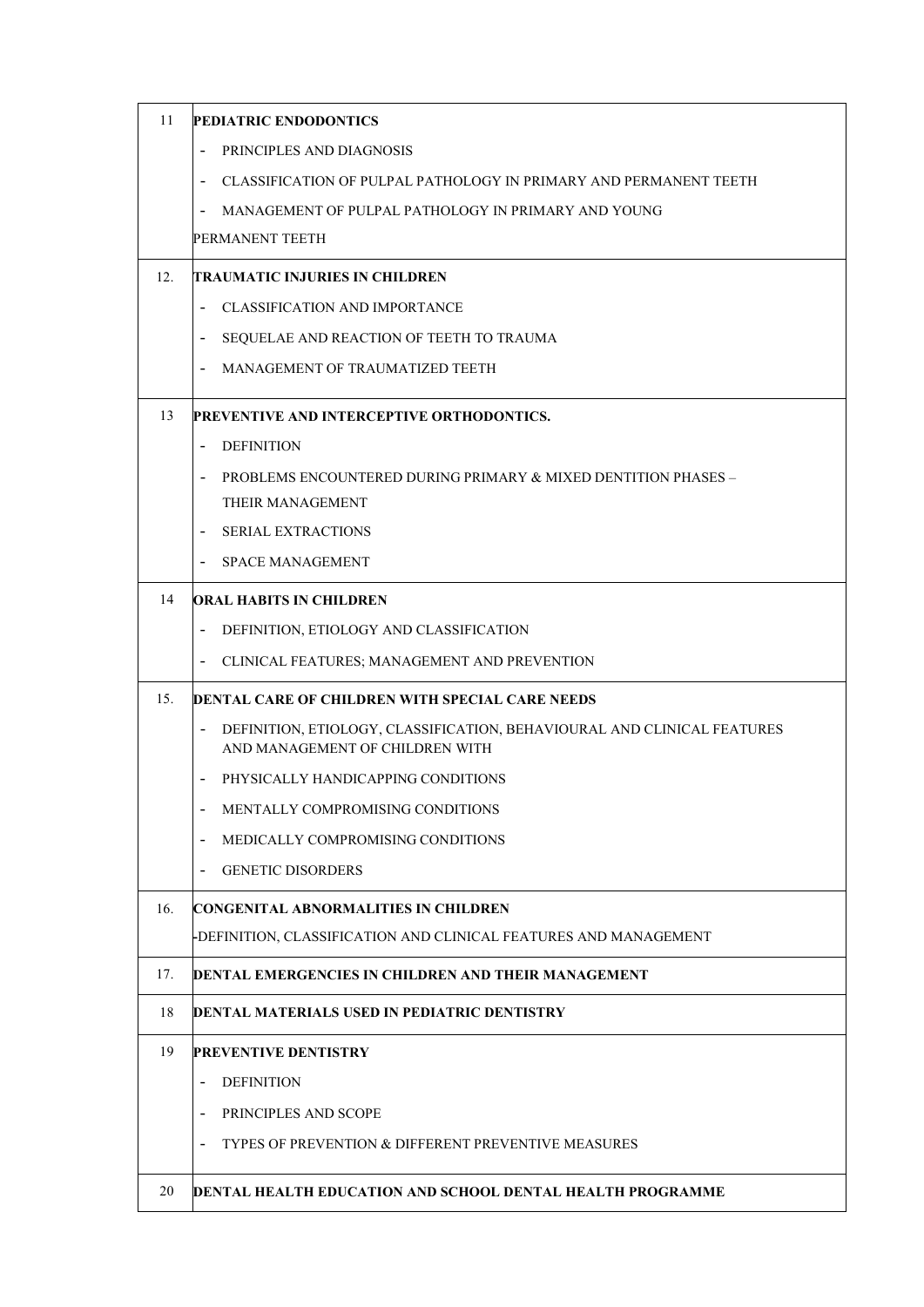| | |
|---|---|
| 11 | **PEDIATRIC ENDODONTICS**<br>- PRINCIPLES AND DIAGNOSIS<br>- CLASSIFICATION OF PULPAL PATHOLOGY IN PRIMARY AND PERMANENT TEETH<br>- MANAGEMENT OF PULPAL PATHOLOGY IN PRIMARY AND YOUNG PERMANENT TEETH |
| 12. | **TRAUMATIC INJURIES IN CHILDREN**<br>- CLASSIFICATION AND IMPORTANCE<br>- SEQUELAE AND REACTION OF TEETH TO TRAUMA<br>- MANAGEMENT OF TRAUMATIZED TEETH |
| 13 | **PREVENTIVE AND INTERCEPTIVE ORTHODONTICS.**<br>- DEFINITION<br>- PROBLEMS ENCOUNTERED DURING PRIMARY & MIXED DENTITION PHASES – THEIR MANAGEMENT<br>- SERIAL EXTRACTIONS<br>- SPACE MANAGEMENT |
| 14 | **ORAL HABITS IN CHILDREN**<br>- DEFINITION, ETIOLOGY AND CLASSIFICATION<br>- CLINICAL FEATURES; MANAGEMENT AND PREVENTION |
| 15. | **DENTAL CARE OF CHILDREN WITH SPECIAL CARE NEEDS**<br>- DEFINITION, ETIOLOGY, CLASSIFICATION, BEHAVIOURAL AND CLINICAL FEATURES AND MANAGEMENT OF CHILDREN WITH<br>- PHYSICALLY HANDICAPPING CONDITIONS<br>- MENTALLY COMPROMISING CONDITIONS<br>- MEDICALLY COMPROMISING CONDITIONS<br>- GENETIC DISORDERS |
| 16. | **CONGENITAL ABNORMALITIES IN CHILDREN**<br>-DEFINITION, CLASSIFICATION AND CLINICAL FEATURES AND MANAGEMENT |
| 17. | **DENTAL EMERGENCIES IN CHILDREN AND THEIR MANAGEMENT** |
| 18 | **DENTAL MATERIALS USED IN PEDIATRIC DENTISTRY** |
| 19 | **PREVENTIVE DENTISTRY**<br>- DEFINITION<br>- PRINCIPLES AND SCOPE<br>- TYPES OF PREVENTION & DIFFERENT PREVENTIVE MEASURES |
| 20 | **DENTAL HEALTH EDUCATION AND SCHOOL DENTAL HEALTH PROGRAMME** |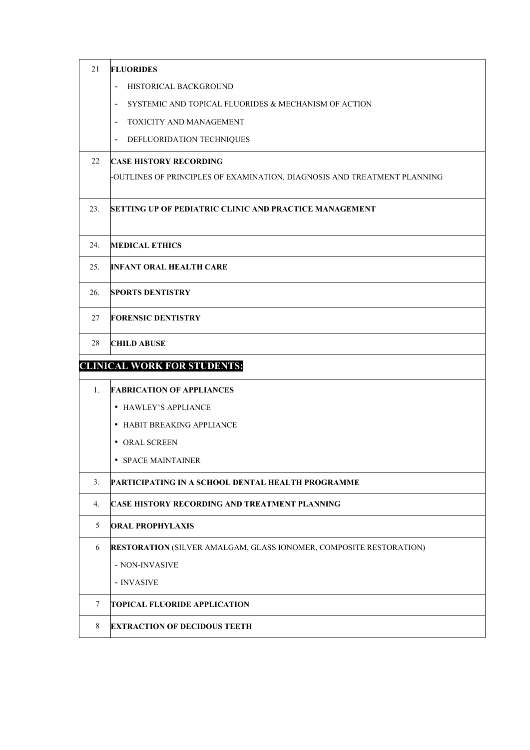| | |
|---|---|
| 21 | **FLUORIDES** |
| | - HISTORICAL BACKGROUND |
| | - SYSTEMIC AND TOPICAL FLUORIDES & MECHANISM OF ACTION |
| | - TOXICITY AND MANAGEMENT |
| | - DEFLUORIDATION TECHNIQUES |
| 22 | **CASE HISTORY RECORDING** |
| | -OUTLINES OF PRINCIPLES OF EXAMINATION, DIAGNOSIS AND TREATMENT PLANNING |
| 23. | **SETTING UP OF PEDIATRIC CLINIC AND PRACTICE MANAGEMENT** |
| 24. | **MEDICAL ETHICS** |
| 25. | **INFANT ORAL HEALTH CARE** |
| 26. | **SPORTS DENTISTRY** |
| 27 | **FORENSIC DENTISTRY** |
| 28 | **CHILD ABUSE** |

## CLINICAL WORK FOR STUDENTS:

| | |
|---|---|
| 1. | **FABRICATION OF APPLIANCES** |
| | • HAWLEY'S APPLIANCE |
| | • HABIT BREAKING APPLIANCE |
| | • ORAL SCREEN |
| | • SPACE MAINTAINER |
| 3. | **PARTICIPATING IN A SCHOOL DENTAL HEALTH PROGRAMME** |
| 4. | **CASE HISTORY RECORDING AND TREATMENT PLANNING** |
| 5 | **ORAL PROPHYLAXIS** |
| 6 | **RESTORATION** (SILVER AMALGAM, GLASS IONOMER, COMPOSITE RESTORATION) |
| | - NON-INVASIVE |
| | - INVASIVE |
| 7 | **TOPICAL FLUORIDE APPLICATION** |
| 8 | **EXTRACTION OF DECIDOUS TEETH** |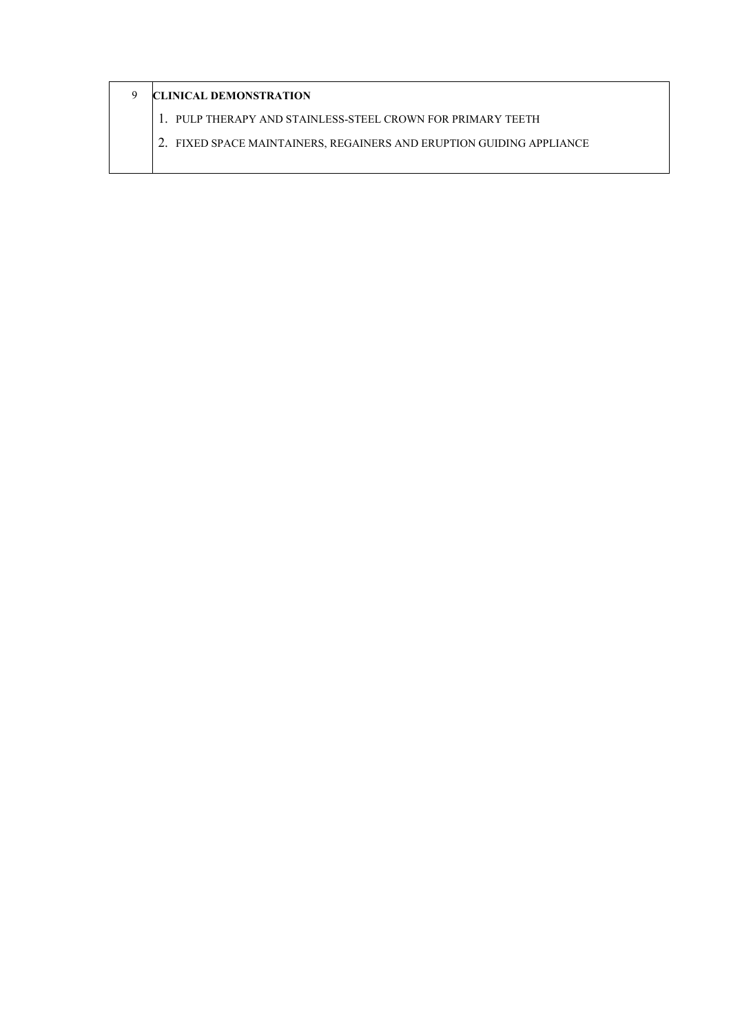| | |
|---|---|
| 9 | **CLINICAL DEMONSTRATION**<br>1. PULP THERAPY AND STAINLESS-STEEL CROWN FOR PRIMARY TEETH<br>2. FIXED SPACE MAINTAINERS, REGAINERS AND ERUPTION GUIDING APPLIANCE |